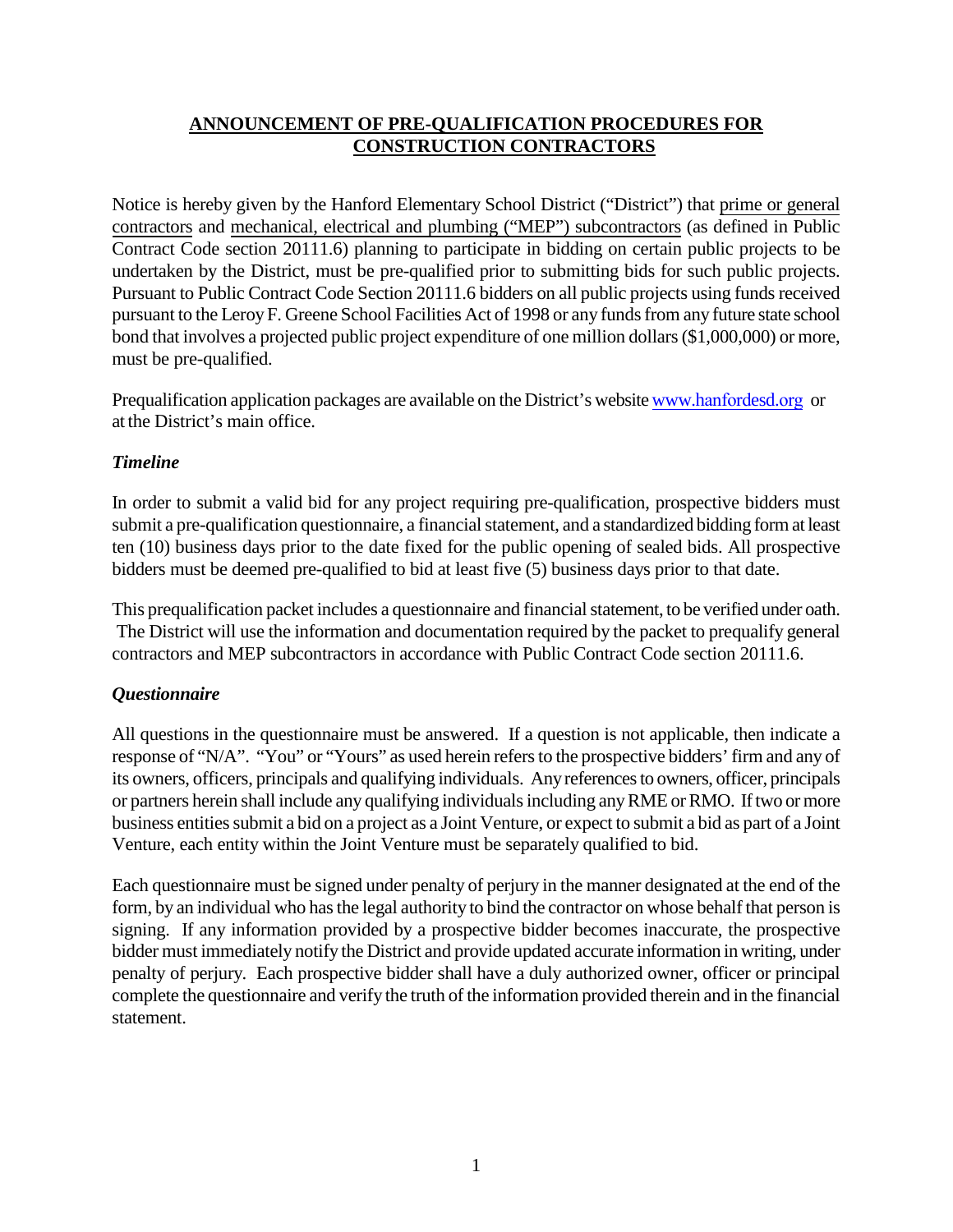# ANNOUNCEMENT OF PRE-QUALIFICATION PROCEDURES FOR CONSTRUCTION CONTRACTORS

Notice is hereby given by the Hanford Elementary School District ("District") that prime or general contractors and mechanical, electrical and plumbing ("MEP") subcontractors (as defined in Public Contract Code section 20111.6) planning to participate in bidding on certain public projects to be undertaken by the District, must be pre-qualified prior to submitting bids for such public projects. Pursuant to Public Contract Code Section 20111.6 bidders on all public projects using funds received pursuant to the Leroy F. Greene School Facilities Act of 1998 or any funds from any future state school bond that involves a projected public project expenditure of one million dollars ($1,000,000) or more, must be pre-qualified.

Prequalification application packages are available on the District's website www.hanfordesd.org or at the District's main office.

### *Timeline*

In order to submit a valid bid for any project requiring pre-qualification, prospective bidders must submit a pre-qualification questionnaire, a financial statement, and a standardized bidding form at least ten (10) business days prior to the date fixed for the public opening of sealed bids. All prospective bidders must be deemed pre-qualified to bid at least five (5) business days prior to that date.

This prequalification packet includes a questionnaire and financial statement, to be verified under oath. The District will use the information and documentation required by the packet to prequalify general contractors and MEP subcontractors in accordance with Public Contract Code section 20111.6.

### *Questionnaire*

All questions in the questionnaire must be answered. If a question is not applicable, then indicate a response of "N/A". "You" or "Yours" as used herein refers to the prospective bidders' firm and any of its owners, officers, principals and qualifying individuals. Any references to owners, officer, principals or partners herein shall include any qualifying individuals including any RME or RMO. If two or more business entities submit a bid on a project as a Joint Venture, or expect to submit a bid as part of a Joint Venture, each entity within the Joint Venture must be separately qualified to bid.

Each questionnaire must be signed under penalty of perjury in the manner designated at the end of the form, by an individual who has the legal authority to bind the contractor on whose behalf that person is signing. If any information provided by a prospective bidder becomes inaccurate, the prospective bidder must immediately notify the District and provide updated accurate information in writing, under penalty of perjury. Each prospective bidder shall have a duly authorized owner, officer or principal complete the questionnaire and verify the truth of the information provided therein and in the financial statement.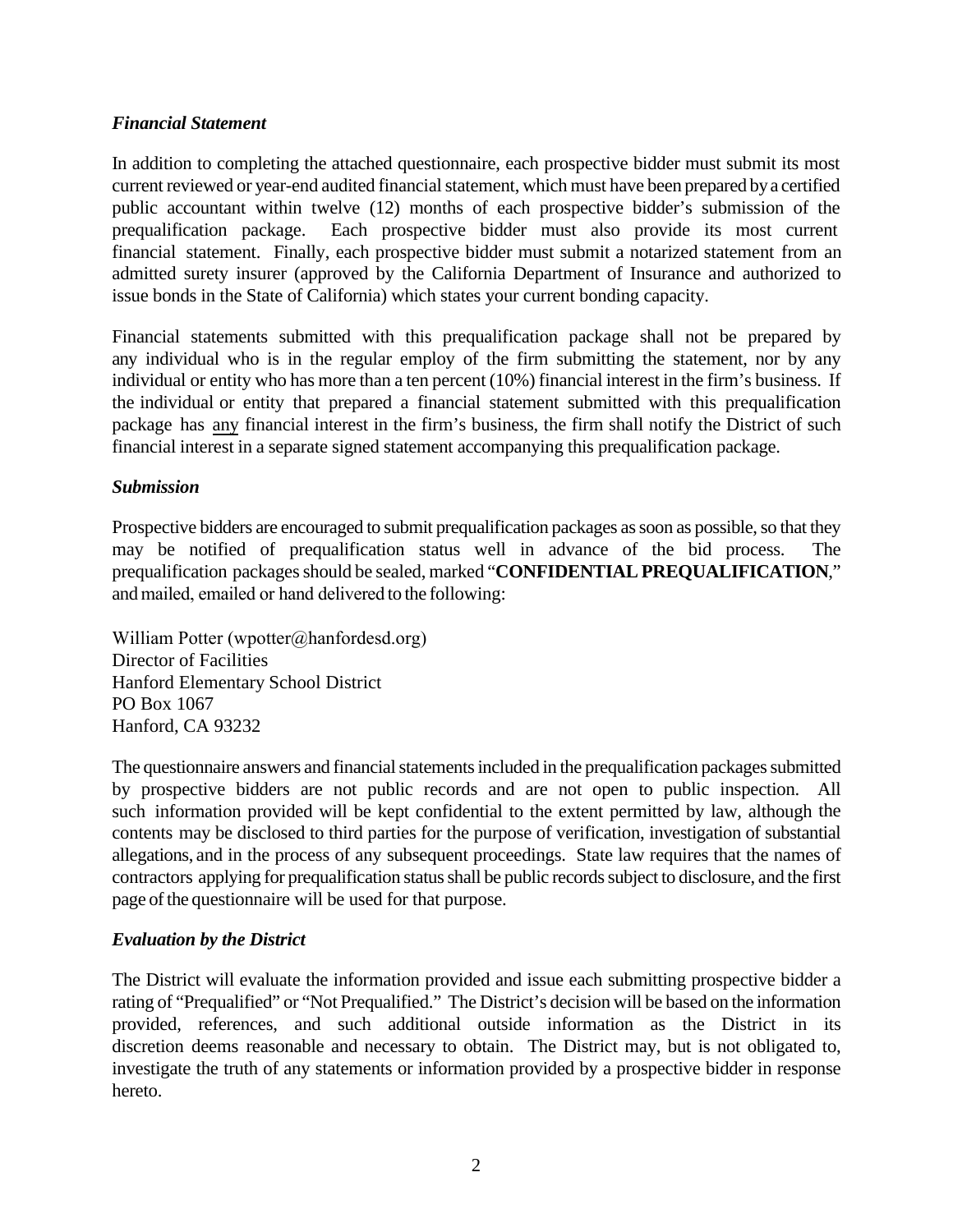***Financial Statement***

In addition to completing the attached questionnaire, each prospective bidder must submit its most current reviewed or year-end audited financial statement, which must have been prepared by a certified public accountant within twelve (12) months of each prospective bidder's submission of the prequalification package. Each prospective bidder must also provide its most current financial statement. Finally, each prospective bidder must submit a notarized statement from an admitted surety insurer (approved by the California Department of Insurance and authorized to issue bonds in the State of California) which states your current bonding capacity.

Financial statements submitted with this prequalification package shall not be prepared by any individual who is in the regular employ of the firm submitting the statement, nor by any individual or entity who has more than a ten percent (10%) financial interest in the firm's business. If the individual or entity that prepared a financial statement submitted with this prequalification package has <u>any</u> financial interest in the firm's business, the firm shall notify the District of such financial interest in a separate signed statement accompanying this prequalification package.

***Submission***

Prospective bidders are encouraged to submit prequalification packages as soon as possible, so that they may be notified of prequalification status well in advance of the bid process. The prequalification packages should be sealed, marked "**CONFIDENTIAL PREQUALIFICATION**," and mailed, emailed or hand delivered to the following:

William Potter (wpotter@hanfordesd.org)
Director of Facilities
Hanford Elementary School District
PO Box 1067
Hanford, CA 93232

The questionnaire answers and financial statements included in the prequalification packages submitted by prospective bidders are not public records and are not open to public inspection. All such information provided will be kept confidential to the extent permitted by law, although the contents may be disclosed to third parties for the purpose of verification, investigation of substantial allegations, and in the process of any subsequent proceedings. State law requires that the names of contractors applying for prequalification status shall be public records subject to disclosure, and the first page of the questionnaire will be used for that purpose.

***Evaluation by the District***

The District will evaluate the information provided and issue each submitting prospective bidder a rating of "Prequalified" or "Not Prequalified." The District's decision will be based on the information provided, references, and such additional outside information as the District in its discretion deems reasonable and necessary to obtain. The District may, but is not obligated to, investigate the truth of any statements or information provided by a prospective bidder in response hereto.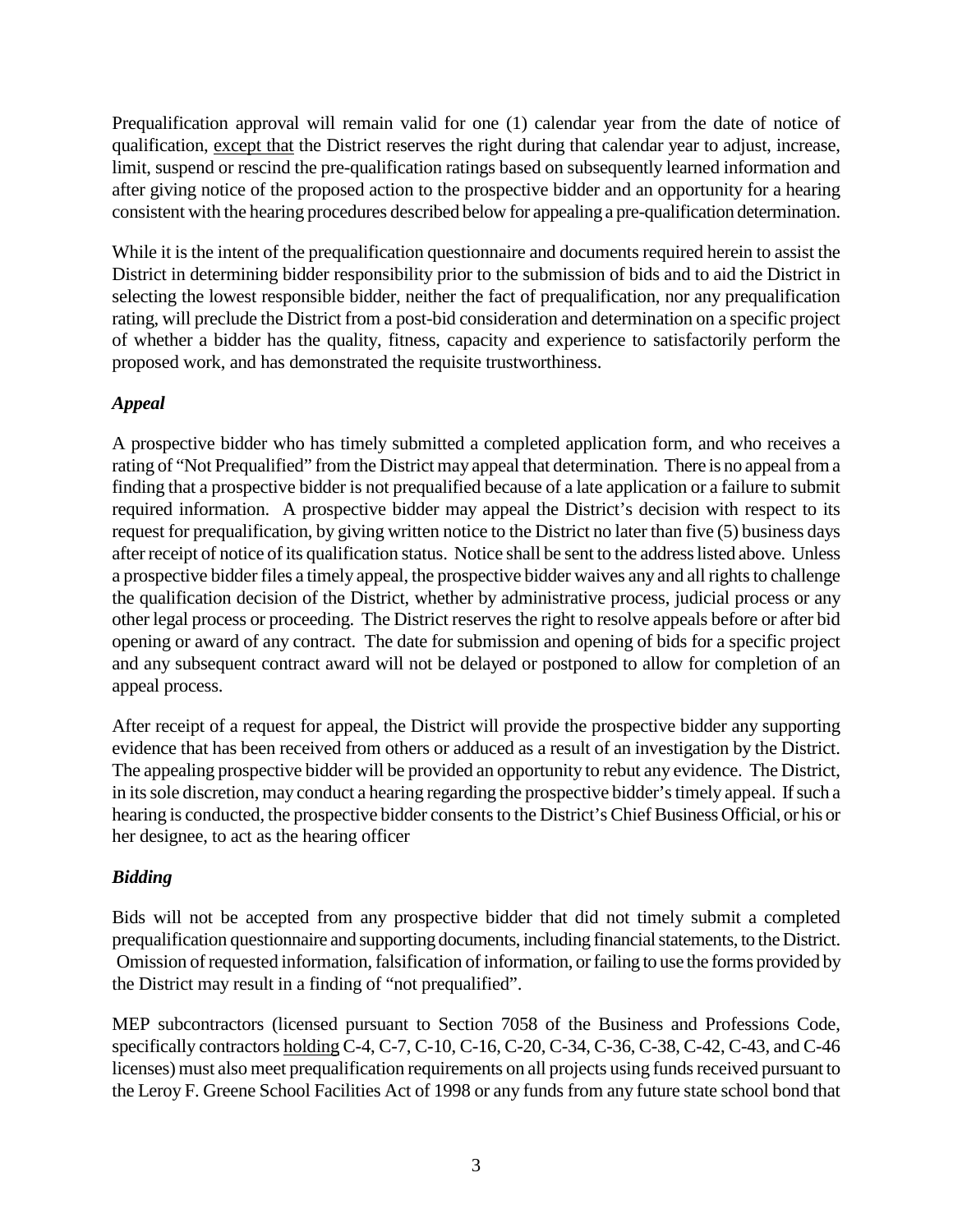Prequalification approval will remain valid for one (1) calendar year from the date of notice of qualification, except that the District reserves the right during that calendar year to adjust, increase, limit, suspend or rescind the pre-qualification ratings based on subsequently learned information and after giving notice of the proposed action to the prospective bidder and an opportunity for a hearing consistent with the hearing procedures described below for appealing a pre-qualification determination.

While it is the intent of the prequalification questionnaire and documents required herein to assist the District in determining bidder responsibility prior to the submission of bids and to aid the District in selecting the lowest responsible bidder, neither the fact of prequalification, nor any prequalification rating, will preclude the District from a post-bid consideration and determination on a specific project of whether a bidder has the quality, fitness, capacity and experience to satisfactorily perform the proposed work, and has demonstrated the requisite trustworthiness.

### *Appeal*

A prospective bidder who has timely submitted a completed application form, and who receives a rating of "Not Prequalified" from the District may appeal that determination. There is no appeal from a finding that a prospective bidder is not prequalified because of a late application or a failure to submit required information. A prospective bidder may appeal the District's decision with respect to its request for prequalification, by giving written notice to the District no later than five (5) business days after receipt of notice of its qualification status. Notice shall be sent to the address listed above. Unless a prospective bidder files a timely appeal, the prospective bidder waives any and all rights to challenge the qualification decision of the District, whether by administrative process, judicial process or any other legal process or proceeding. The District reserves the right to resolve appeals before or after bid opening or award of any contract. The date for submission and opening of bids for a specific project and any subsequent contract award will not be delayed or postponed to allow for completion of an appeal process.

After receipt of a request for appeal, the District will provide the prospective bidder any supporting evidence that has been received from others or adduced as a result of an investigation by the District. The appealing prospective bidder will be provided an opportunity to rebut any evidence. The District, in its sole discretion, may conduct a hearing regarding the prospective bidder's timely appeal. If such a hearing is conducted, the prospective bidder consents to the District's Chief Business Official, or his or her designee, to act as the hearing officer

### *Bidding*

Bids will not be accepted from any prospective bidder that did not timely submit a completed prequalification questionnaire and supporting documents, including financial statements, to the District. Omission of requested information, falsification of information, or failing to use the forms provided by the District may result in a finding of "not prequalified".

MEP subcontractors (licensed pursuant to Section 7058 of the Business and Professions Code, specifically contractors holding C-4, C-7, C-10, C-16, C-20, C-34, C-36, C-38, C-42, C-43, and C-46 licenses) must also meet prequalification requirements on all projects using funds received pursuant to the Leroy F. Greene School Facilities Act of 1998 or any funds from any future state school bond that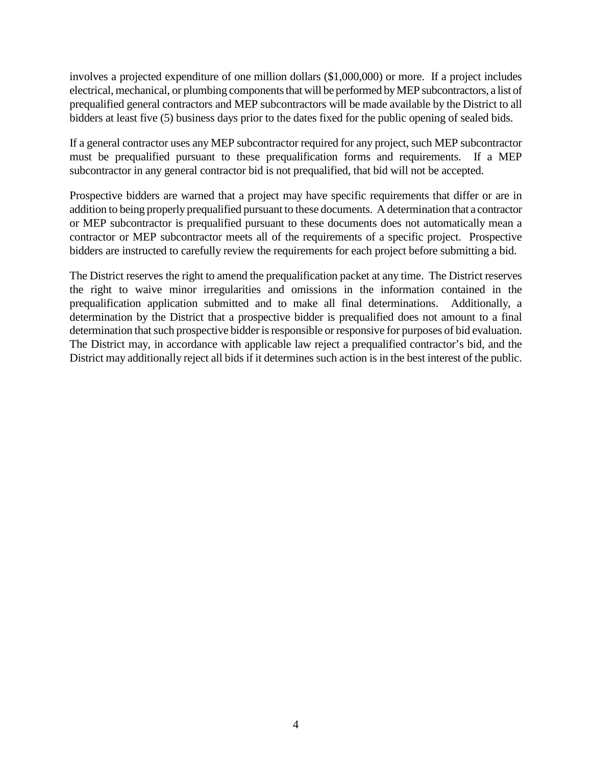involves a projected expenditure of one million dollars ($1,000,000) or more. If a project includes electrical, mechanical, or plumbing components that will be performed by MEP subcontractors, a list of prequalified general contractors and MEP subcontractors will be made available by the District to all bidders at least five (5) business days prior to the dates fixed for the public opening of sealed bids.

If a general contractor uses any MEP subcontractor required for any project, such MEP subcontractor must be prequalified pursuant to these prequalification forms and requirements. If a MEP subcontractor in any general contractor bid is not prequalified, that bid will not be accepted.

Prospective bidders are warned that a project may have specific requirements that differ or are in addition to being properly prequalified pursuant to these documents. A determination that a contractor or MEP subcontractor is prequalified pursuant to these documents does not automatically mean a contractor or MEP subcontractor meets all of the requirements of a specific project. Prospective bidders are instructed to carefully review the requirements for each project before submitting a bid.

The District reserves the right to amend the prequalification packet at any time. The District reserves the right to waive minor irregularities and omissions in the information contained in the prequalification application submitted and to make all final determinations. Additionally, a determination by the District that a prospective bidder is prequalified does not amount to a final determination that such prospective bidder is responsible or responsive for purposes of bid evaluation. The District may, in accordance with applicable law reject a prequalified contractor's bid, and the District may additionally reject all bids if it determines such action is in the best interest of the public.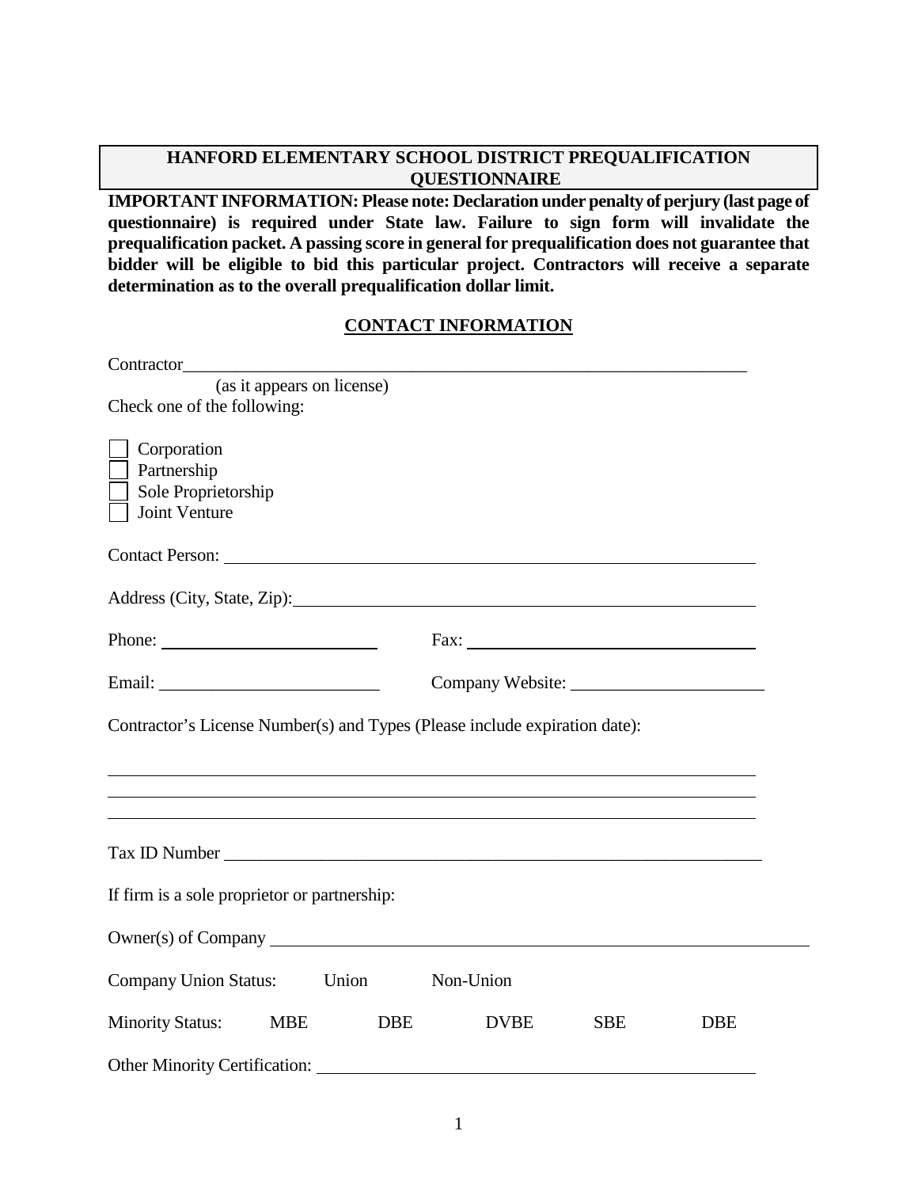# HANFORD ELEMENTARY SCHOOL DISTRICT PREQUALIFICATION QUESTIONNAIRE

**IMPORTANT INFORMATION: Please note: Declaration under penalty of perjury (last page of questionnaire) is required under State law. Failure to sign form will invalidate the prequalification packet. A passing score in general for prequalification does not guarantee that bidder will be eligible to bid this particular project. Contractors will receive a separate determination as to the overall prequalification dollar limit.**

## CONTACT INFORMATION

Contractor_____________________________________________________________________
(as it appears on license)

Check one of the following:

- [ ] Corporation
- [ ] Partnership
- [ ] Sole Proprietorship
- [ ] Joint Venture

Contact Person: ______________________________________________________________

Address (City, State, Zip): ______________________________________________________

Phone: ________________________ Fax: ________________________________

Email: _________________________ Company Website: _____________________

Contractor's License Number(s) and Types (Please include expiration date):

______________________________________________________________________

______________________________________________________________________

______________________________________________________________________

Tax ID Number ________________________________________________________________

If firm is a sole proprietor or partnership:

Owner(s) of Company ________________________________________________________

Company Union Status: Union Non-Union

Minority Status: MBE DBE DVBE SBE DBE

Other Minority Certification: ______________________________________________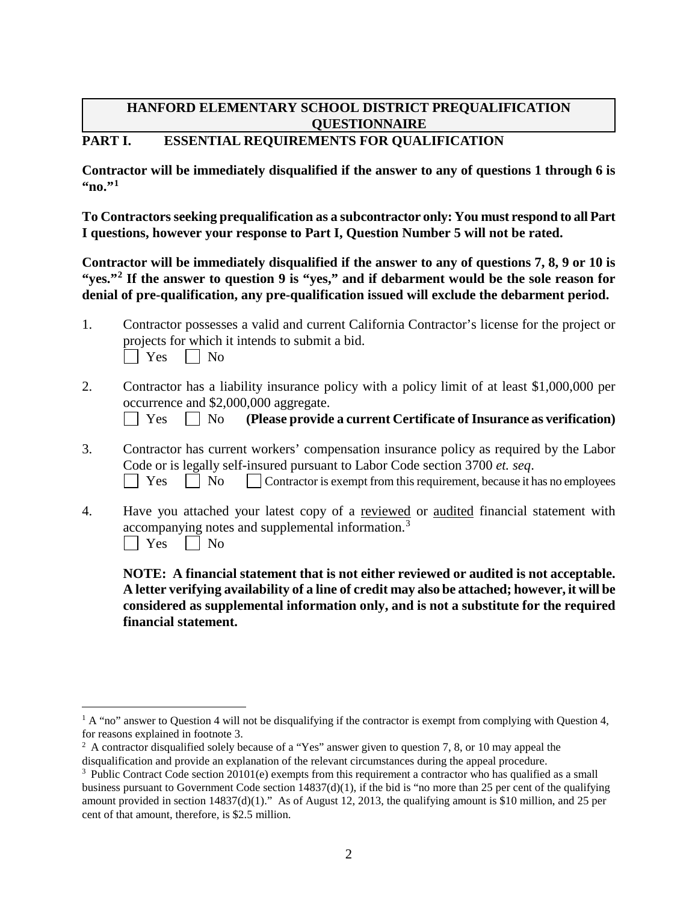## HANFORD ELEMENTARY SCHOOL DISTRICT PREQUALIFICATION QUESTIONNAIRE

### PART I. ESSENTIAL REQUIREMENTS FOR QUALIFICATION

**Contractor will be immediately disqualified if the answer to any of questions 1 through 6 is "no."[1]**

**To Contractors seeking prequalification as a subcontractor only: You must respond to all Part I questions, however your response to Part I, Question Number 5 will not be rated.**

**Contractor will be immediately disqualified if the answer to any of questions 7, 8, 9 or 10 is "yes."[2] If the answer to question 9 is "yes," and if debarment would be the sole reason for denial of pre-qualification, any pre-qualification issued will exclude the debarment period.**

1. Contractor possesses a valid and current California Contractor's license for the project or projects for which it intends to submit a bid.
   ☐ Yes ☐ No

2. Contractor has a liability insurance policy with a policy limit of at least $1,000,000 per occurrence and $2,000,000 aggregate.
   ☐ Yes ☐ No **(Please provide a current Certificate of Insurance as verification)**

3. Contractor has current workers' compensation insurance policy as required by the Labor Code or is legally self-insured pursuant to Labor Code section 3700 *et. seq*.
   ☐ Yes ☐ No ☐ Contractor is exempt from this requirement, because it has no employees

4. Have you attached your latest copy of a reviewed or audited financial statement with accompanying notes and supplemental information.[3]
   ☐ Yes ☐ No

   **NOTE: A financial statement that is not either reviewed or audited is not acceptable. A letter verifying availability of a line of credit may also be attached; however, it will be considered as supplemental information only, and is not a substitute for the required financial statement.**

---

[1] A "no" answer to Question 4 will not be disqualifying if the contractor is exempt from complying with Question 4, for reasons explained in footnote 3.

[2] A contractor disqualified solely because of a "Yes" answer given to question 7, 8, or 10 may appeal the disqualification and provide an explanation of the relevant circumstances during the appeal procedure.

[3] Public Contract Code section 20101(e) exempts from this requirement a contractor who has qualified as a small business pursuant to Government Code section 14837(d)(1), if the bid is "no more than 25 per cent of the qualifying amount provided in section 14837(d)(1)." As of August 12, 2013, the qualifying amount is $10 million, and 25 per cent of that amount, therefore, is $2.5 million.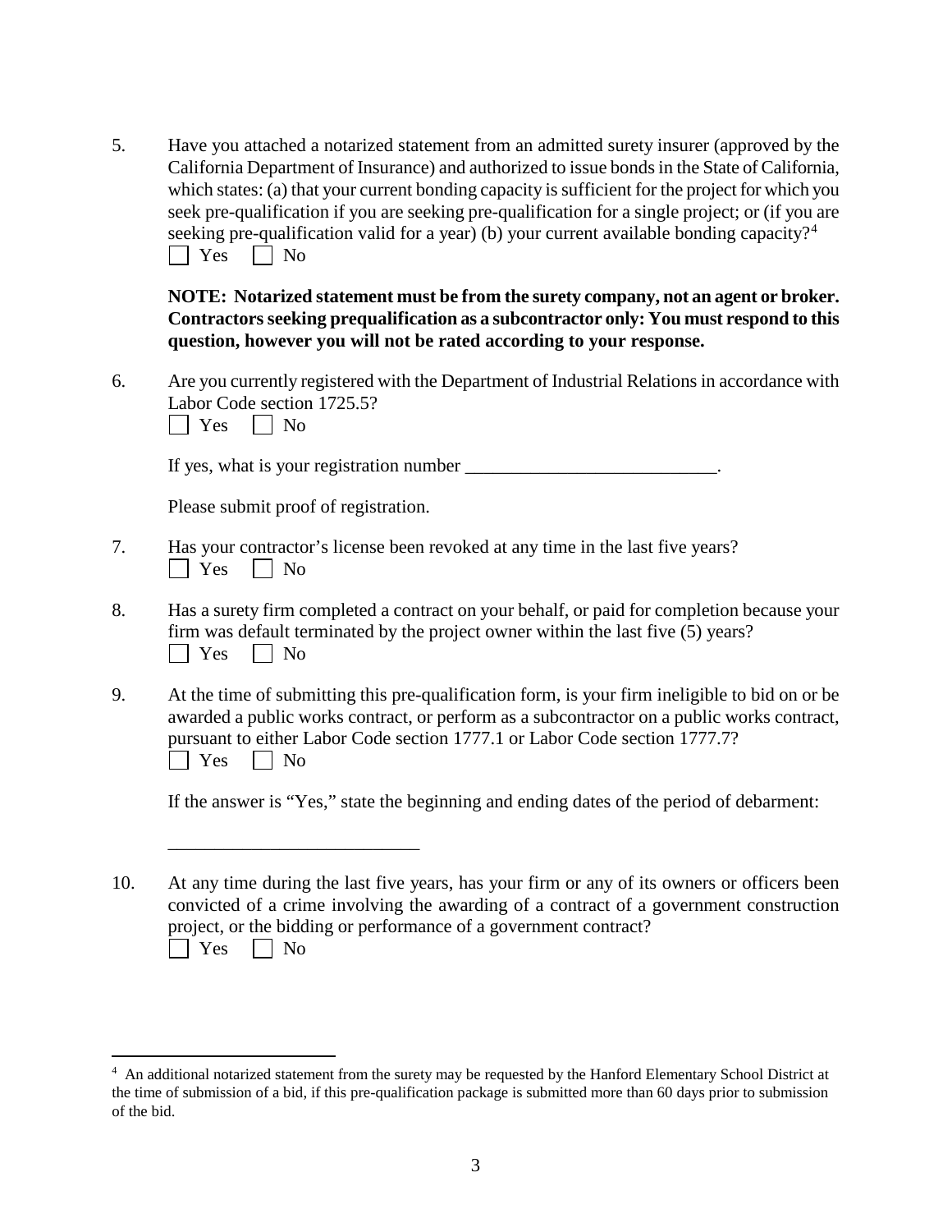5. Have you attached a notarized statement from an admitted surety insurer (approved by the California Department of Insurance) and authorized to issue bonds in the State of California, which states: (a) that your current bonding capacity is sufficient for the project for which you seek pre-qualification if you are seeking pre-qualification for a single project; or (if you are seeking pre-qualification valid for a year) (b) your current available bonding capacity?[4]

   ☐ Yes ☐ No

   **NOTE: Notarized statement must be from the surety company, not an agent or broker. Contractors seeking prequalification as a subcontractor only: You must respond to this question, however you will not be rated according to your response.**

6. Are you currently registered with the Department of Industrial Relations in accordance with Labor Code section 1725.5?

   ☐ Yes ☐ No

   If yes, what is your registration number ___________________________.

   Please submit proof of registration.

7. Has your contractor's license been revoked at any time in the last five years?

   ☐ Yes ☐ No

8. Has a surety firm completed a contract on your behalf, or paid for completion because your firm was default terminated by the project owner within the last five (5) years?

   ☐ Yes ☐ No

9. At the time of submitting this pre-qualification form, is your firm ineligible to bid on or be awarded a public works contract, or perform as a subcontractor on a public works contract, pursuant to either Labor Code section 1777.1 or Labor Code section 1777.7?

   ☐ Yes ☐ No

   If the answer is "Yes," state the beginning and ending dates of the period of debarment:

   ___________________________

10. At any time during the last five years, has your firm or any of its owners or officers been convicted of a crime involving the awarding of a contract of a government construction project, or the bidding or performance of a government contract?

    ☐ Yes ☐ No

---

[4] An additional notarized statement from the surety may be requested by the Hanford Elementary School District at the time of submission of a bid, if this pre-qualification package is submitted more than 60 days prior to submission of the bid.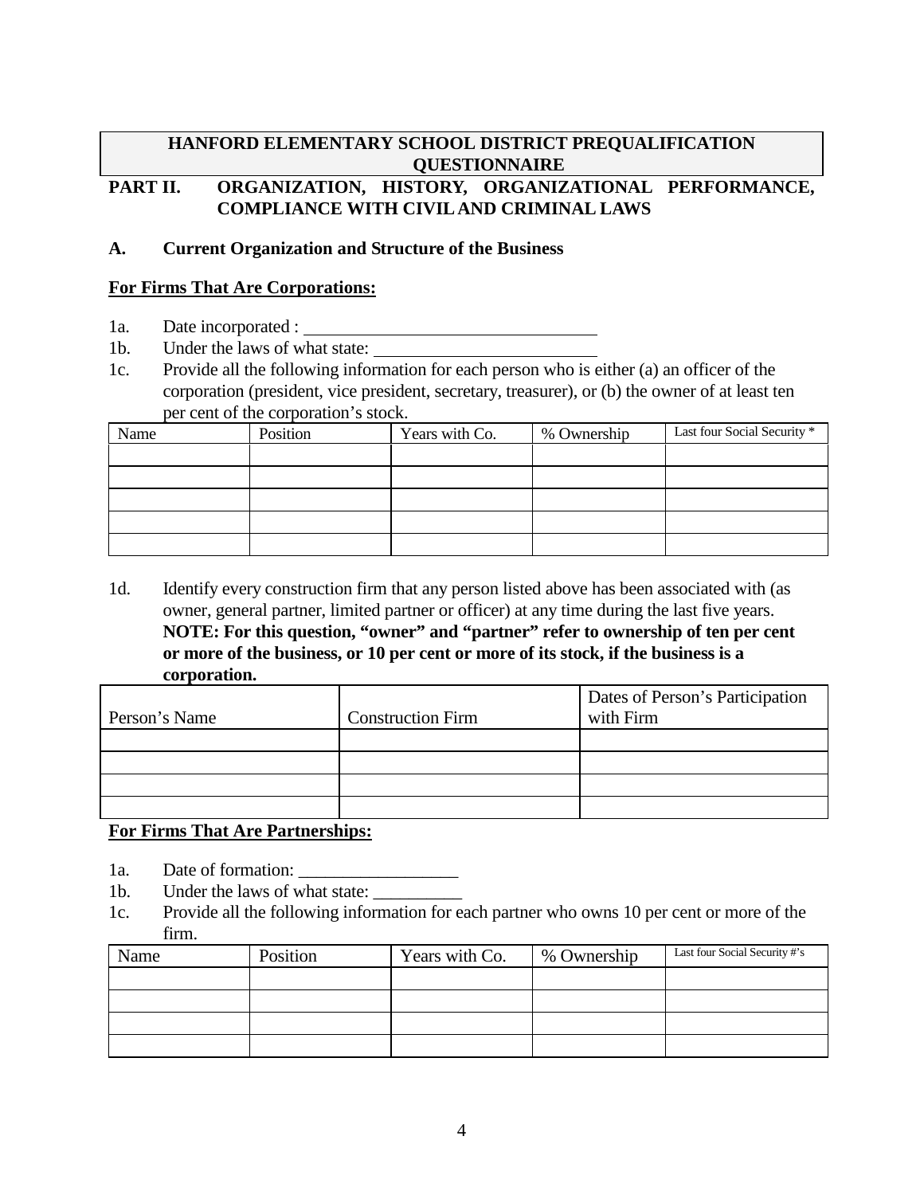# HANFORD ELEMENTARY SCHOOL DISTRICT PREQUALIFICATION QUESTIONNAIRE

## PART II. ORGANIZATION, HISTORY, ORGANIZATIONAL PERFORMANCE, COMPLIANCE WITH CIVIL AND CRIMINAL LAWS

### A. Current Organization and Structure of the Business

**For Firms That Are Corporations:**

1a. Date incorporated : ___________________________________

1b. Under the laws of what state: __________________________

1c. Provide all the following information for each person who is either (a) an officer of the corporation (president, vice president, secretary, treasurer), or (b) the owner of at least ten per cent of the corporation's stock.

| Name | Position | Years with Co. | % Ownership | Last four Social Security * |
|---|---|---|---|---|
| | | | | |
| | | | | |
| | | | | |
| | | | | |
| | | | | |

1d. Identify every construction firm that any person listed above has been associated with (as owner, general partner, limited partner or officer) at any time during the last five years. **NOTE: For this question, "owner" and "partner" refer to ownership of ten per cent or more of the business, or 10 per cent or more of its stock, if the business is a corporation.**

| Person's Name | Construction Firm | Dates of Person's Participation with Firm |
|---|---|---|
| | | |
| | | |
| | | |
| | | |

**For Firms That Are Partnerships:**

1a. Date of formation: __________________

1b. Under the laws of what state: __________

1c. Provide all the following information for each partner who owns 10 per cent or more of the firm.

| Name | Position | Years with Co. | % Ownership | Last four Social Security #'s |
|---|---|---|---|---|
| | | | | |
| | | | | |
| | | | | |
| | | | | |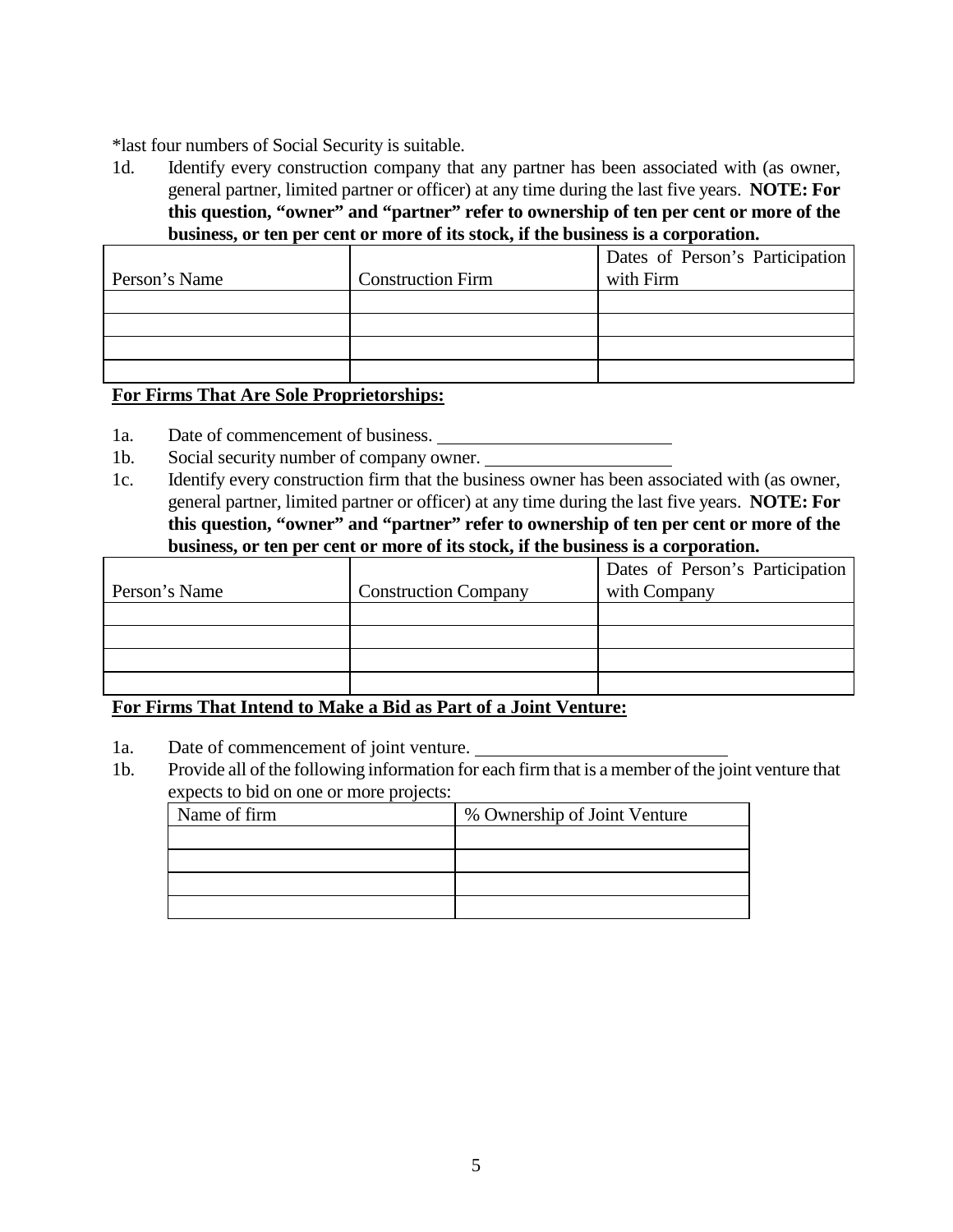*last four numbers of Social Security is suitable.

1d. Identify every construction company that any partner has been associated with (as owner, general partner, limited partner or officer) at any time during the last five years. **NOTE: For this question, "owner" and "partner" refer to ownership of ten per cent or more of the business, or ten per cent or more of its stock, if the business is a corporation.**

| Person's Name | Construction Firm | Dates of Person's Participation with Firm |
| --- | --- | --- |
| | | |
| | | |
| | | |
| | | |

**For Firms That Are Sole Proprietorships:**

1a. Date of commencement of business. ______________________

1b. Social security number of company owner. ____________________

1c. Identify every construction firm that the business owner has been associated with (as owner, general partner, limited partner or officer) at any time during the last five years. **NOTE: For this question, "owner" and "partner" refer to ownership of ten per cent or more of the business, or ten per cent or more of its stock, if the business is a corporation.**

| Person's Name | Construction Company | Dates of Person's Participation with Company |
| --- | --- | --- |
| | | |
| | | |
| | | |
| | | |

**For Firms That Intend to Make a Bid as Part of a Joint Venture:**

1a. Date of commencement of joint venture. ______________________

1b. Provide all of the following information for each firm that is a member of the joint venture that expects to bid on one or more projects:

| Name of firm | % Ownership of Joint Venture |
| --- | --- |
| | |
| | |
| | |
| | |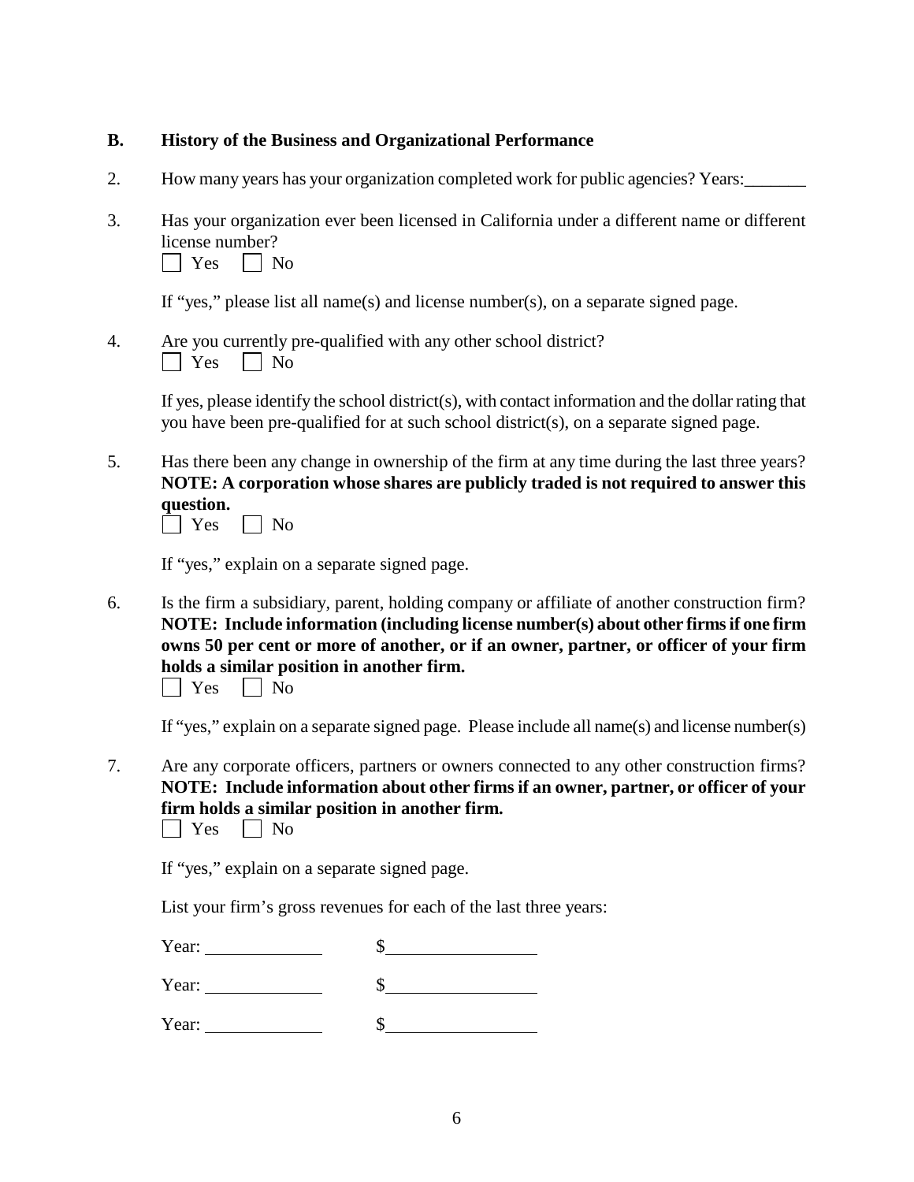## B. History of the Business and Organizational Performance

2. How many years has your organization completed work for public agencies? Years:_______

3. Has your organization ever been licensed in California under a different name or different license number?

   ☐ Yes ☐ No

   If "yes," please list all name(s) and license number(s), on a separate signed page.

4. Are you currently pre-qualified with any other school district?

   ☐ Yes ☐ No

   If yes, please identify the school district(s), with contact information and the dollar rating that you have been pre-qualified for at such school district(s), on a separate signed page.

5. Has there been any change in ownership of the firm at any time during the last three years? **NOTE: A corporation whose shares are publicly traded is not required to answer this question.**

   ☐ Yes ☐ No

   If "yes," explain on a separate signed page.

6. Is the firm a subsidiary, parent, holding company or affiliate of another construction firm? **NOTE: Include information (including license number(s) about other firms if one firm owns 50 per cent or more of another, or if an owner, partner, or officer of your firm holds a similar position in another firm.**

   ☐ Yes ☐ No

   If "yes," explain on a separate signed page. Please include all name(s) and license number(s)

7. Are any corporate officers, partners or owners connected to any other construction firms? **NOTE: Include information about other firms if an owner, partner, or officer of your firm holds a similar position in another firm.**

   ☐ Yes ☐ No

   If "yes," explain on a separate signed page.

   List your firm's gross revenues for each of the last three years:

   Year: ____________ $________________

   Year: ____________ $________________

   Year: ____________ $________________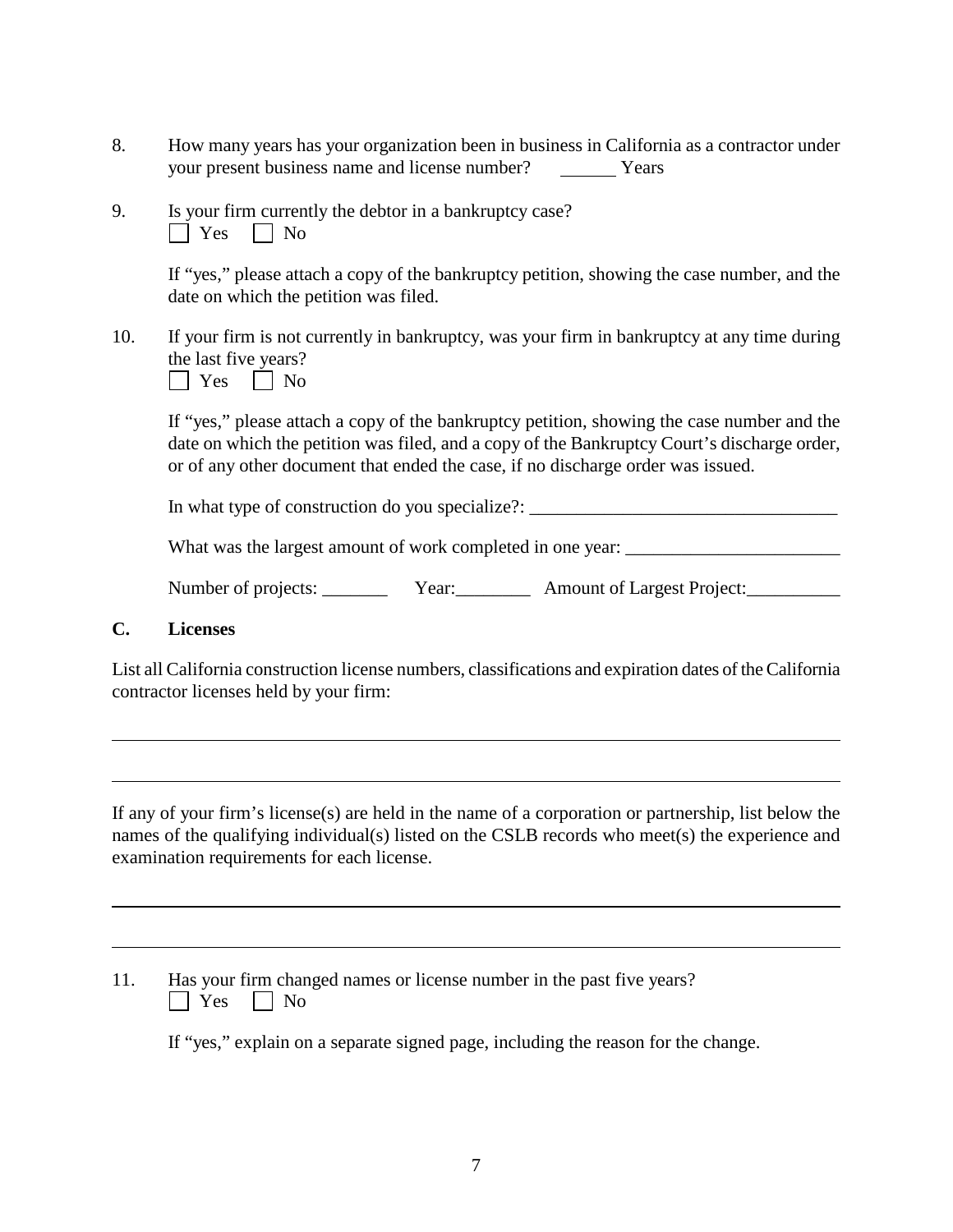8. How many years has your organization been in business in California as a contractor under your present business name and license number? ______ Years

9. Is your firm currently the debtor in a bankruptcy case?
   ☐ Yes ☐ No

   If "yes," please attach a copy of the bankruptcy petition, showing the case number, and the date on which the petition was filed.

10. If your firm is not currently in bankruptcy, was your firm in bankruptcy at any time during the last five years?
    ☐ Yes ☐ No

    If "yes," please attach a copy of the bankruptcy petition, showing the case number and the date on which the petition was filed, and a copy of the Bankruptcy Court's discharge order, or of any other document that ended the case, if no discharge order was issued.

    In what type of construction do you specialize?: _________________________________

    What was the largest amount of work completed in one year: _______________________

    Number of projects: _______ Year:________ Amount of Largest Project:__________

## C. Licenses

List all California construction license numbers, classifications and expiration dates of the California contractor licenses held by your firm:

______________________________________________________________________________

______________________________________________________________________________

If any of your firm's license(s) are held in the name of a corporation or partnership, list below the names of the qualifying individual(s) listed on the CSLB records who meet(s) the experience and examination requirements for each license.

______________________________________________________________________________

______________________________________________________________________________

11. Has your firm changed names or license number in the past five years?
    ☐ Yes ☐ No

    If "yes," explain on a separate signed page, including the reason for the change.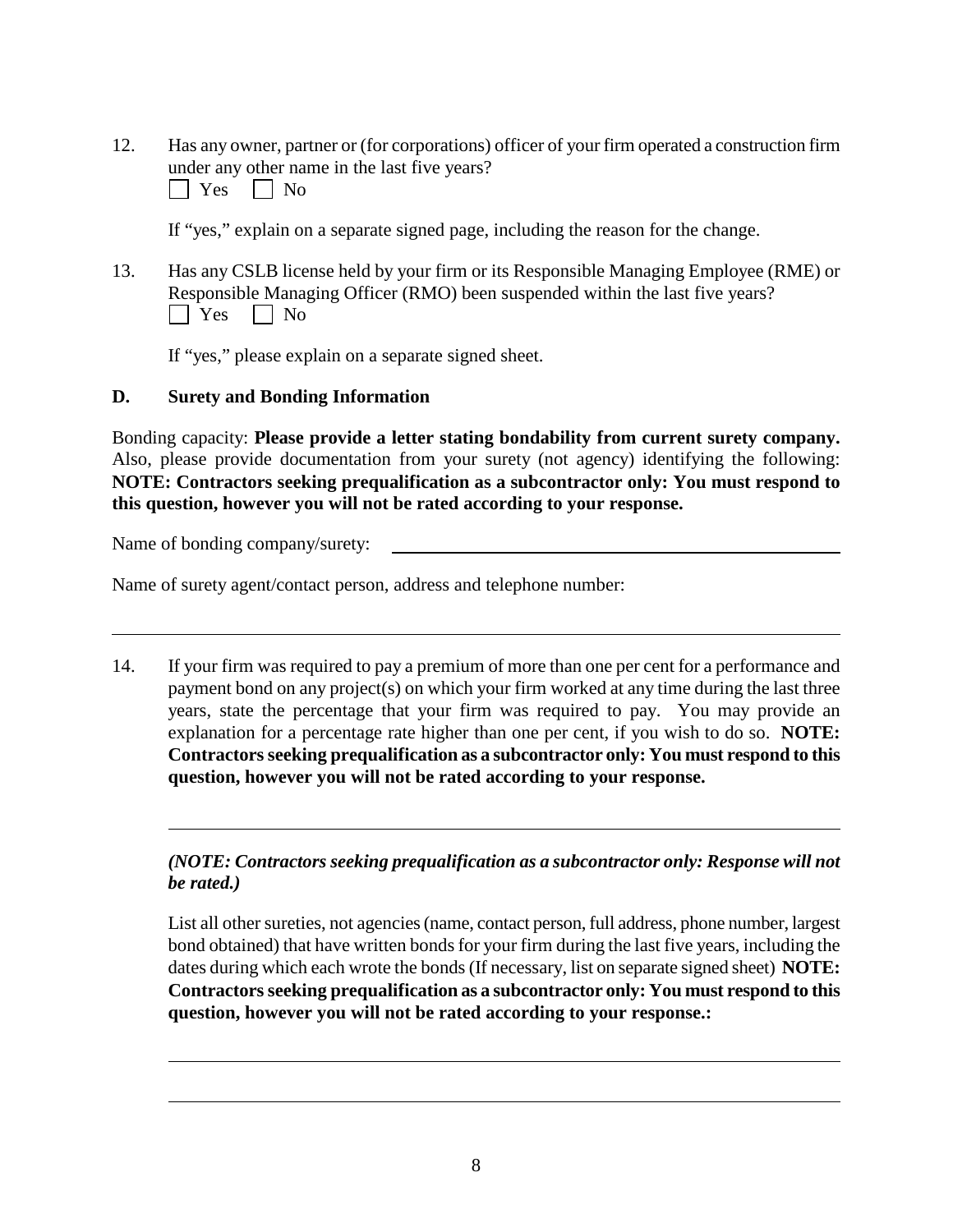12. Has any owner, partner or (for corporations) officer of your firm operated a construction firm under any other name in the last five years?

    ☐ Yes ☐ No

    If "yes," explain on a separate signed page, including the reason for the change.

13. Has any CSLB license held by your firm or its Responsible Managing Employee (RME) or Responsible Managing Officer (RMO) been suspended within the last five years?

    ☐ Yes ☐ No

    If "yes," please explain on a separate signed sheet.

**D. Surety and Bonding Information**

Bonding capacity: **Please provide a letter stating bondability from current surety company.** Also, please provide documentation from your surety (not agency) identifying the following: **NOTE: Contractors seeking prequalification as a subcontractor only: You must respond to this question, however you will not be rated according to your response.**

Name of bonding company/surety: ______________________________

Name of surety agent/contact person, address and telephone number:

______________________________________________________________

14. If your firm was required to pay a premium of more than one per cent for a performance and payment bond on any project(s) on which your firm worked at any time during the last three years, state the percentage that your firm was required to pay. You may provide an explanation for a percentage rate higher than one per cent, if you wish to do so. **NOTE: Contractors seeking prequalification as a subcontractor only: You must respond to this question, however you will not be rated according to your response.**

    ______________________________________________________________

    ***(NOTE: Contractors seeking prequalification as a subcontractor only: Response will not be rated.)***

    List all other sureties, not agencies (name, contact person, full address, phone number, largest bond obtained) that have written bonds for your firm during the last five years, including the dates during which each wrote the bonds (If necessary, list on separate signed sheet) **NOTE: Contractors seeking prequalification as a subcontractor only: You must respond to this question, however you will not be rated according to your response.:**

    ______________________________________________________________

    ______________________________________________________________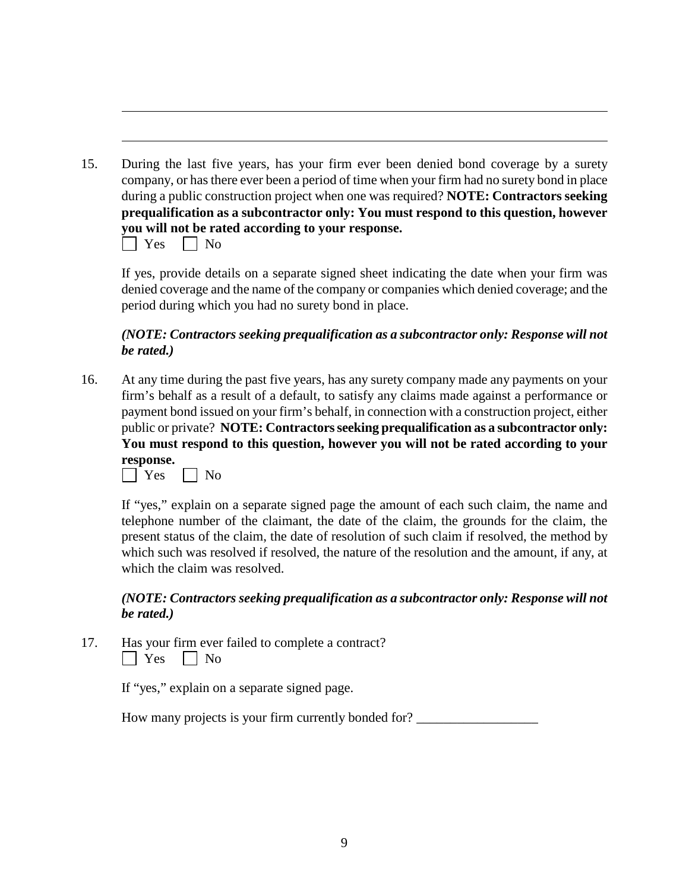---

---

15. During the last five years, has your firm ever been denied bond coverage by a surety company, or has there ever been a period of time when your firm had no surety bond in place during a public construction project when one was required? **NOTE: Contractors seeking prequalification as a subcontractor only: You must respond to this question, however you will not be rated according to your response.**

    ☐ Yes ☐ No

    If yes, provide details on a separate signed sheet indicating the date when your firm was denied coverage and the name of the company or companies which denied coverage; and the period during which you had no surety bond in place.

    ***(NOTE: Contractors seeking prequalification as a subcontractor only: Response will not be rated.)***

16. At any time during the past five years, has any surety company made any payments on your firm's behalf as a result of a default, to satisfy any claims made against a performance or payment bond issued on your firm's behalf, in connection with a construction project, either public or private? **NOTE: Contractors seeking prequalification as a subcontractor only: You must respond to this question, however you will not be rated according to your response.**

    ☐ Yes ☐ No

    If "yes," explain on a separate signed page the amount of each such claim, the name and telephone number of the claimant, the date of the claim, the grounds for the claim, the present status of the claim, the date of resolution of such claim if resolved, the method by which such was resolved if resolved, the nature of the resolution and the amount, if any, at which the claim was resolved.

    ***(NOTE: Contractors seeking prequalification as a subcontractor only: Response will not be rated.)***

17. Has your firm ever failed to complete a contract?

    ☐ Yes ☐ No

    If "yes," explain on a separate signed page.

    How many projects is your firm currently bonded for? ___________________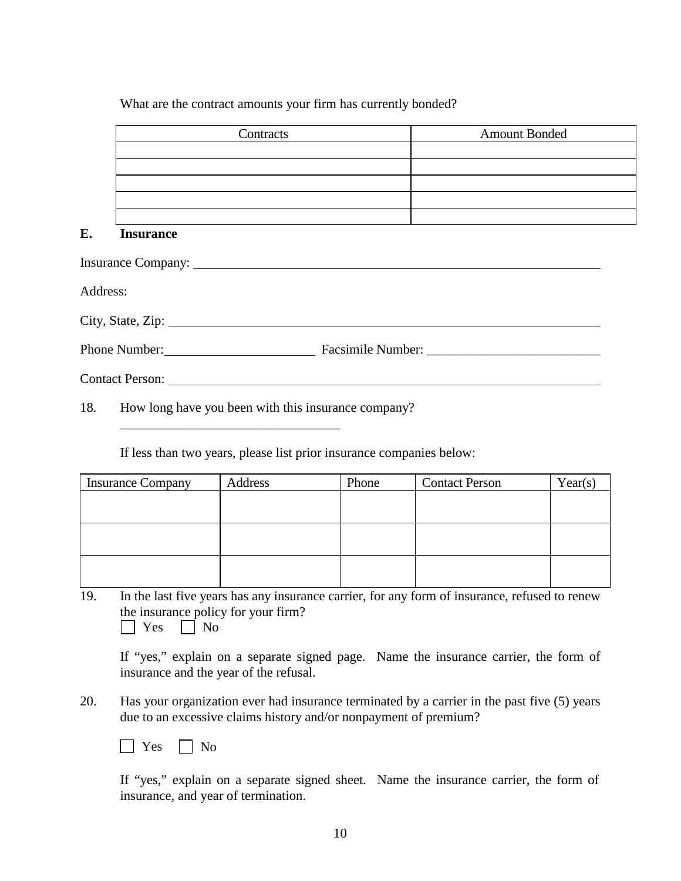What are the contract amounts your firm has currently bonded?

| Contracts | Amount Bonded |
|---|---|
| | |
| | |
| | |
| | |
| | |

## E. Insurance

Insurance Company: ___________________________________________________________

Address:

City, State, Zip: ______________________________________________________________

Phone Number: ______________________ Facsimile Number: __________________________

Contact Person: _______________________________________________________________

18. How long have you been with this insurance company?

    _________________________________

    If less than two years, please list prior insurance companies below:

| Insurance Company | Address | Phone | Contact Person | Year(s) |
|---|---|---|---|---|
| | | | | |
| | | | | |
| | | | | |

19. In the last five years has any insurance carrier, for any form of insurance, refused to renew the insurance policy for your firm?

    ☐ Yes ☐ No

    If "yes," explain on a separate signed page. Name the insurance carrier, the form of insurance and the year of the refusal.

20. Has your organization ever had insurance terminated by a carrier in the past five (5) years due to an excessive claims history and/or nonpayment of premium?

    ☐ Yes ☐ No

    If "yes," explain on a separate signed sheet. Name the insurance carrier, the form of insurance, and year of termination.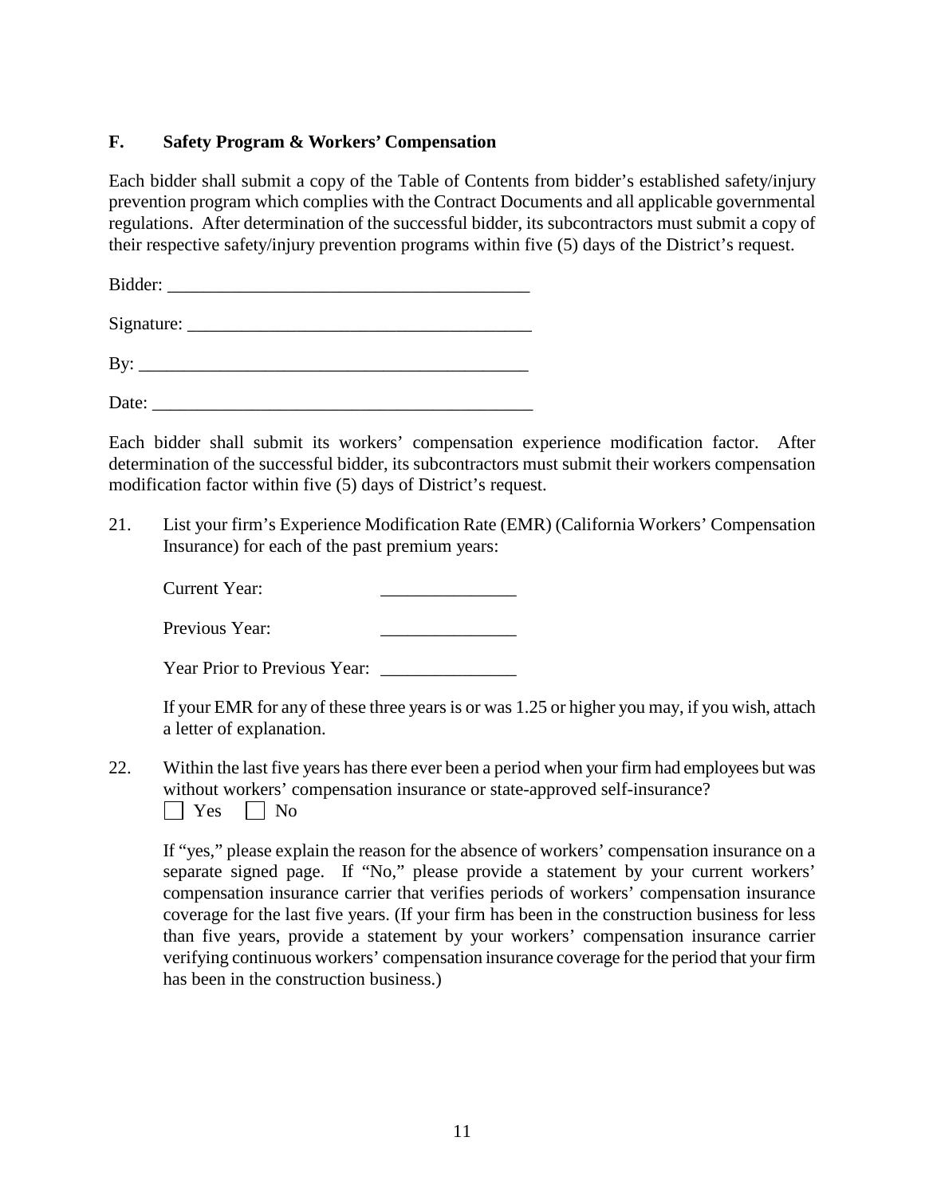## F. Safety Program & Workers' Compensation

Each bidder shall submit a copy of the Table of Contents from bidder's established safety/injury prevention program which complies with the Contract Documents and all applicable governmental regulations. After determination of the successful bidder, its subcontractors must submit a copy of their respective safety/injury prevention programs within five (5) days of the District's request.

Bidder: ________________________________________

Signature: ______________________________________

By: ____________________________________________

Date: __________________________________________

Each bidder shall submit its workers' compensation experience modification factor. After determination of the successful bidder, its subcontractors must submit their workers compensation modification factor within five (5) days of District's request.

21. List your firm's Experience Modification Rate (EMR) (California Workers' Compensation Insurance) for each of the past premium years:

    Current Year: _______________

    Previous Year: _______________

    Year Prior to Previous Year: _______________

    If your EMR for any of these three years is or was 1.25 or higher you may, if you wish, attach a letter of explanation.

22. Within the last five years has there ever been a period when your firm had employees but was without workers' compensation insurance or state-approved self-insurance?
    ☐ Yes ☐ No

    If "yes," please explain the reason for the absence of workers' compensation insurance on a separate signed page. If "No," please provide a statement by your current workers' compensation insurance carrier that verifies periods of workers' compensation insurance coverage for the last five years. (If your firm has been in the construction business for less than five years, provide a statement by your workers' compensation insurance carrier verifying continuous workers' compensation insurance coverage for the period that your firm has been in the construction business.)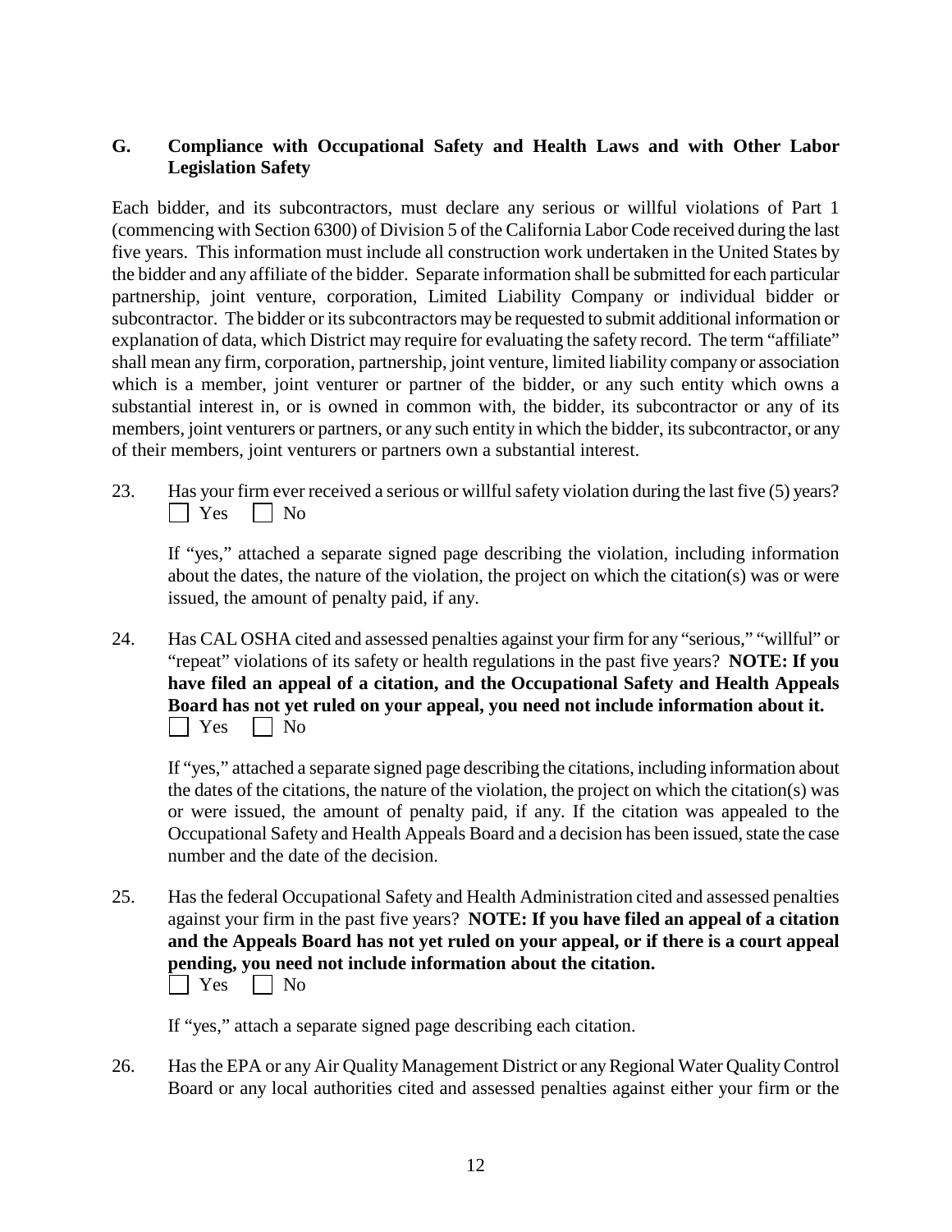## G. Compliance with Occupational Safety and Health Laws and with Other Labor Legislation Safety

Each bidder, and its subcontractors, must declare any serious or willful violations of Part 1 (commencing with Section 6300) of Division 5 of the California Labor Code received during the last five years. This information must include all construction work undertaken in the United States by the bidder and any affiliate of the bidder. Separate information shall be submitted for each particular partnership, joint venture, corporation, Limited Liability Company or individual bidder or subcontractor. The bidder or its subcontractors may be requested to submit additional information or explanation of data, which District may require for evaluating the safety record. The term "affiliate" shall mean any firm, corporation, partnership, joint venture, limited liability company or association which is a member, joint venturer or partner of the bidder, or any such entity which owns a substantial interest in, or is owned in common with, the bidder, its subcontractor or any of its members, joint venturers or partners, or any such entity in which the bidder, its subcontractor, or any of their members, joint venturers or partners own a substantial interest.

23. Has your firm ever received a serious or willful safety violation during the last five (5) years?
☐ Yes ☐ No

    If "yes," attached a separate signed page describing the violation, including information about the dates, the nature of the violation, the project on which the citation(s) was or were issued, the amount of penalty paid, if any.

24. Has CAL OSHA cited and assessed penalties against your firm for any "serious," "willful" or "repeat" violations of its safety or health regulations in the past five years? **NOTE: If you have filed an appeal of a citation, and the Occupational Safety and Health Appeals Board has not yet ruled on your appeal, you need not include information about it.**
☐ Yes ☐ No

    If "yes," attached a separate signed page describing the citations, including information about the dates of the citations, the nature of the violation, the project on which the citation(s) was or were issued, the amount of penalty paid, if any. If the citation was appealed to the Occupational Safety and Health Appeals Board and a decision has been issued, state the case number and the date of the decision.

25. Has the federal Occupational Safety and Health Administration cited and assessed penalties against your firm in the past five years? **NOTE: If you have filed an appeal of a citation and the Appeals Board has not yet ruled on your appeal, or if there is a court appeal pending, you need not include information about the citation.**
☐ Yes ☐ No

    If "yes," attach a separate signed page describing each citation.

26. Has the EPA or any Air Quality Management District or any Regional Water Quality Control Board or any local authorities cited and assessed penalties against either your firm or the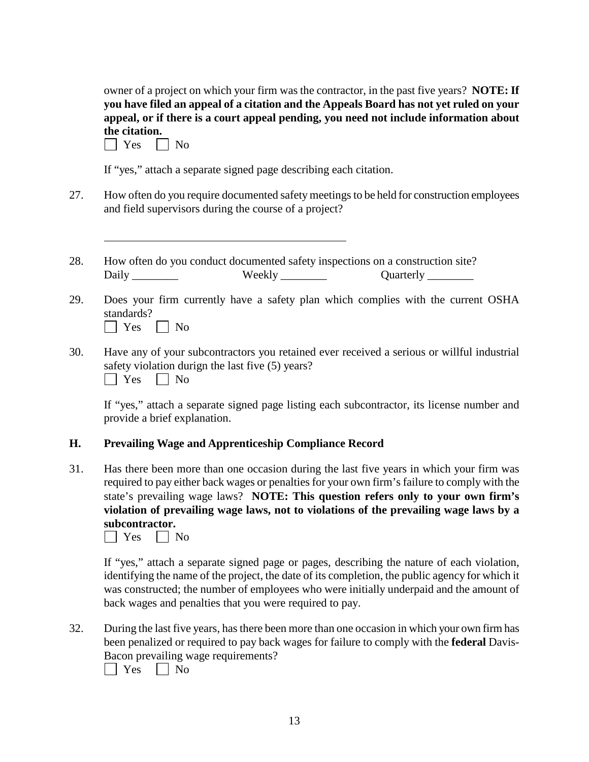owner of a project on which your firm was the contractor, in the past five years? **NOTE: If you have filed an appeal of a citation and the Appeals Board has not yet ruled on your appeal, or if there is a court appeal pending, you need not include information about the citation.**

☐ Yes ☐ No

If "yes," attach a separate signed page describing each citation.

27. How often do you require documented safety meetings to be held for construction employees and field supervisors during the course of a project?

_____________________________________________

28. How often do you conduct documented safety inspections on a construction site?
Daily ________ Weekly ________ Quarterly ________

29. Does your firm currently have a safety plan which complies with the current OSHA standards?

☐ Yes ☐ No

30. Have any of your subcontractors you retained ever received a serious or willful industrial safety violation durign the last five (5) years?

☐ Yes ☐ No

If "yes," attach a separate signed page listing each subcontractor, its license number and provide a brief explanation.

## H. Prevailing Wage and Apprenticeship Compliance Record

31. Has there been more than one occasion during the last five years in which your firm was required to pay either back wages or penalties for your own firm's failure to comply with the state's prevailing wage laws? **NOTE: This question refers only to your own firm's violation of prevailing wage laws, not to violations of the prevailing wage laws by a subcontractor.**

☐ Yes ☐ No

If "yes," attach a separate signed page or pages, describing the nature of each violation, identifying the name of the project, the date of its completion, the public agency for which it was constructed; the number of employees who were initially underpaid and the amount of back wages and penalties that you were required to pay.

32. During the last five years, has there been more than one occasion in which your own firm has been penalized or required to pay back wages for failure to comply with the **federal** Davis-Bacon prevailing wage requirements?

☐ Yes ☐ No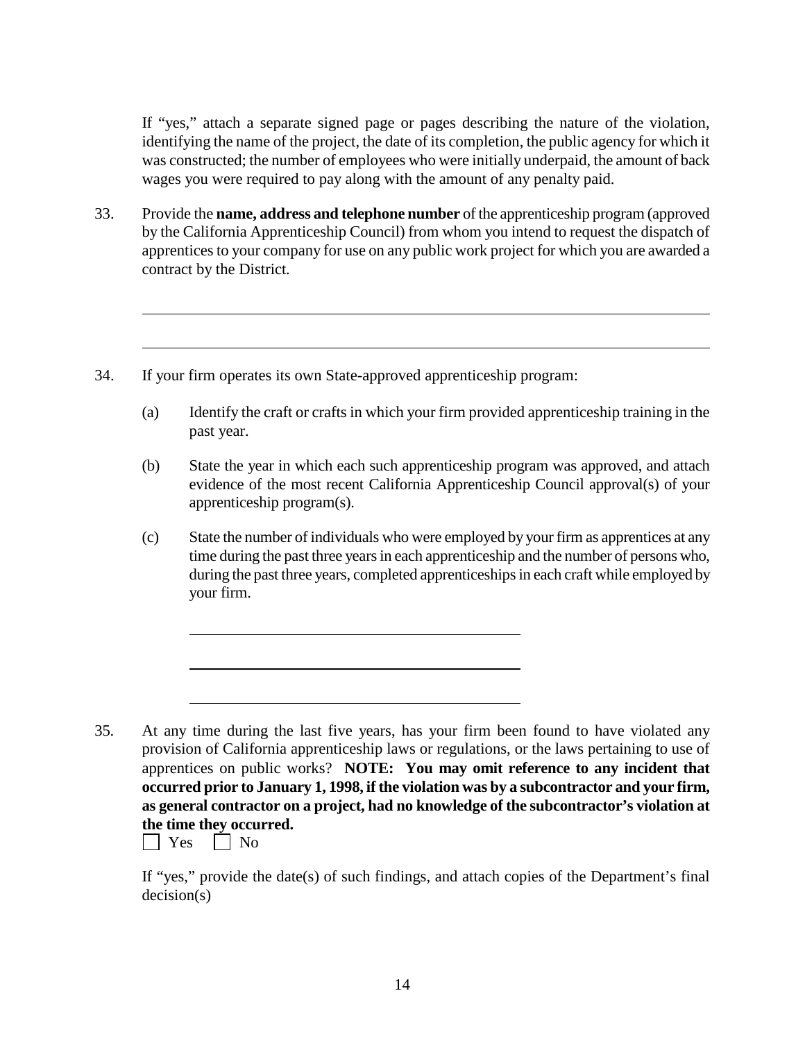If "yes," attach a separate signed page or pages describing the nature of the violation, identifying the name of the project, the date of its completion, the public agency for which it was constructed; the number of employees who were initially underpaid, the amount of back wages you were required to pay along with the amount of any penalty paid.

33. Provide the **name, address and telephone number** of the apprenticeship program (approved by the California Apprenticeship Council) from whom you intend to request the dispatch of apprentices to your company for use on any public work project for which you are awarded a contract by the District.

\_\_\_\_\_\_\_\_\_\_\_\_\_\_\_\_\_\_\_\_\_\_\_\_\_\_\_\_\_\_\_\_\_\_\_\_\_\_\_\_\_\_\_\_\_\_\_\_\_\_\_\_\_\_\_\_\_\_\_\_

\_\_\_\_\_\_\_\_\_\_\_\_\_\_\_\_\_\_\_\_\_\_\_\_\_\_\_\_\_\_\_\_\_\_\_\_\_\_\_\_\_\_\_\_\_\_\_\_\_\_\_\_\_\_\_\_\_\_\_\_

34. If your firm operates its own State-approved apprenticeship program:

    (a) Identify the craft or crafts in which your firm provided apprenticeship training in the past year.

    (b) State the year in which each such apprenticeship program was approved, and attach evidence of the most recent California Apprenticeship Council approval(s) of your apprenticeship program(s).

    (c) State the number of individuals who were employed by your firm as apprentices at any time during the past three years in each apprenticeship and the number of persons who, during the past three years, completed apprenticeships in each craft while employed by your firm.

    \_\_\_\_\_\_\_\_\_\_\_\_\_\_\_\_\_\_\_\_\_\_\_\_\_\_\_\_\_\_\_\_\_\_\_\_\_\_\_\_

    \_\_\_\_\_\_\_\_\_\_\_\_\_\_\_\_\_\_\_\_\_\_\_\_\_\_\_\_\_\_\_\_\_\_\_\_\_\_\_\_

    \_\_\_\_\_\_\_\_\_\_\_\_\_\_\_\_\_\_\_\_\_\_\_\_\_\_\_\_\_\_\_\_\_\_\_\_\_\_\_\_

35. At any time during the last five years, has your firm been found to have violated any provision of California apprenticeship laws or regulations, or the laws pertaining to use of apprentices on public works? **NOTE: You may omit reference to any incident that occurred prior to January 1, 1998, if the violation was by a subcontractor and your firm, as general contractor on a project, had no knowledge of the subcontractor's violation at the time they occurred.**

    ☐ Yes ☐ No

    If "yes," provide the date(s) of such findings, and attach copies of the Department's final decision(s)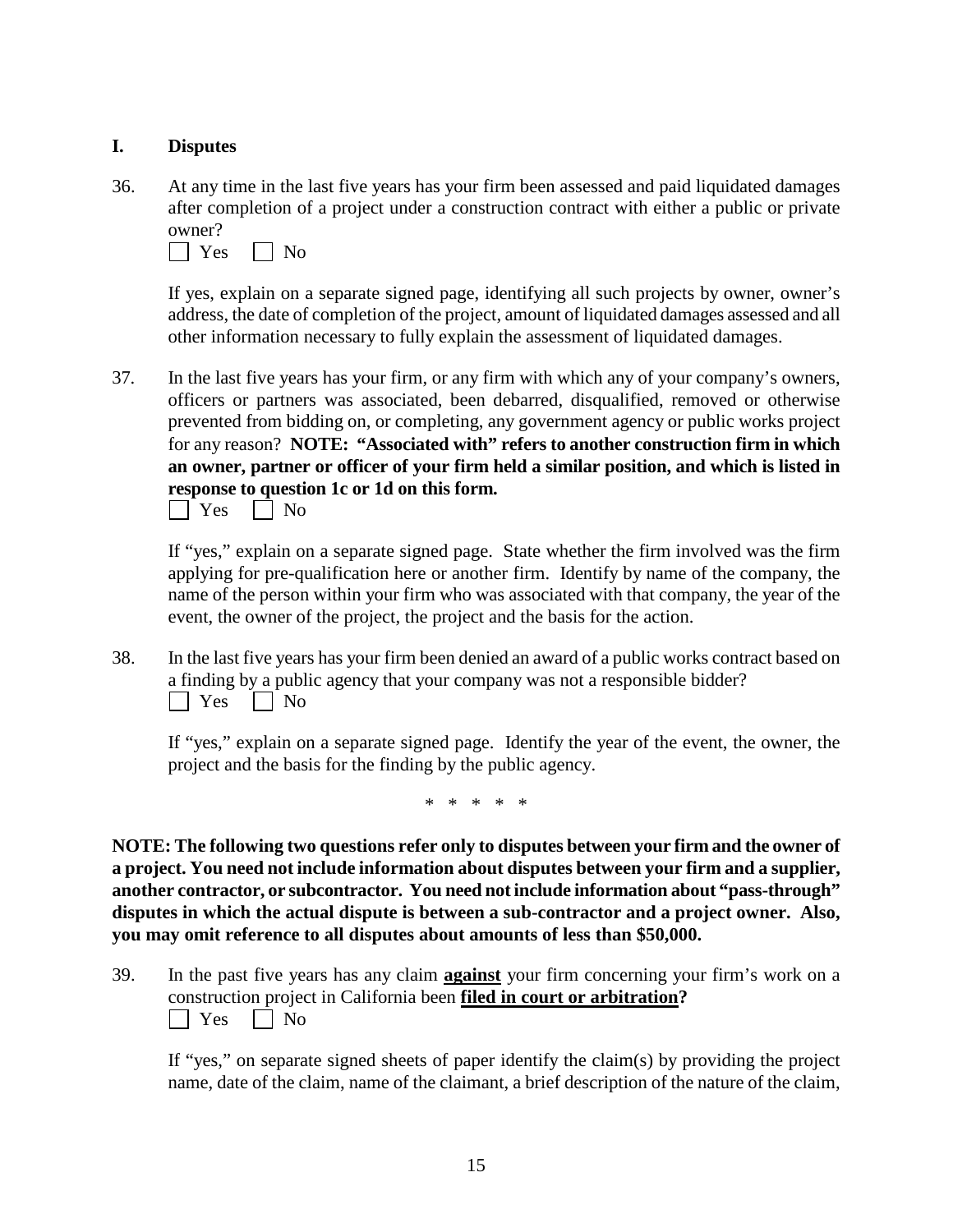## I. Disputes

36. At any time in the last five years has your firm been assessed and paid liquidated damages after completion of a project under a construction contract with either a public or private owner?

☐ Yes ☐ No

If yes, explain on a separate signed page, identifying all such projects by owner, owner's address, the date of completion of the project, amount of liquidated damages assessed and all other information necessary to fully explain the assessment of liquidated damages.

37. In the last five years has your firm, or any firm with which any of your company's owners, officers or partners was associated, been debarred, disqualified, removed or otherwise prevented from bidding on, or completing, any government agency or public works project for any reason? **NOTE: "Associated with" refers to another construction firm in which an owner, partner or officer of your firm held a similar position, and which is listed in response to question 1c or 1d on this form.**

☐ Yes ☐ No

If "yes," explain on a separate signed page. State whether the firm involved was the firm applying for pre-qualification here or another firm. Identify by name of the company, the name of the person within your firm who was associated with that company, the year of the event, the owner of the project, the project and the basis for the action.

38. In the last five years has your firm been denied an award of a public works contract based on a finding by a public agency that your company was not a responsible bidder?

☐ Yes ☐ No

If "yes," explain on a separate signed page. Identify the year of the event, the owner, the project and the basis for the finding by the public agency.

\* \* \* \* \*

**NOTE: The following two questions refer only to disputes between your firm and the owner of a project. You need not include information about disputes between your firm and a supplier, another contractor, or subcontractor. You need not include information about "pass-through" disputes in which the actual dispute is between a sub-contractor and a project owner. Also, you may omit reference to all disputes about amounts of less than $50,000.**

39. In the past five years has any claim **<u>against</u>** your firm concerning your firm's work on a construction project in California been **<u>filed in court or arbitration</u>?**

☐ Yes ☐ No

If "yes," on separate signed sheets of paper identify the claim(s) by providing the project name, date of the claim, name of the claimant, a brief description of the nature of the claim,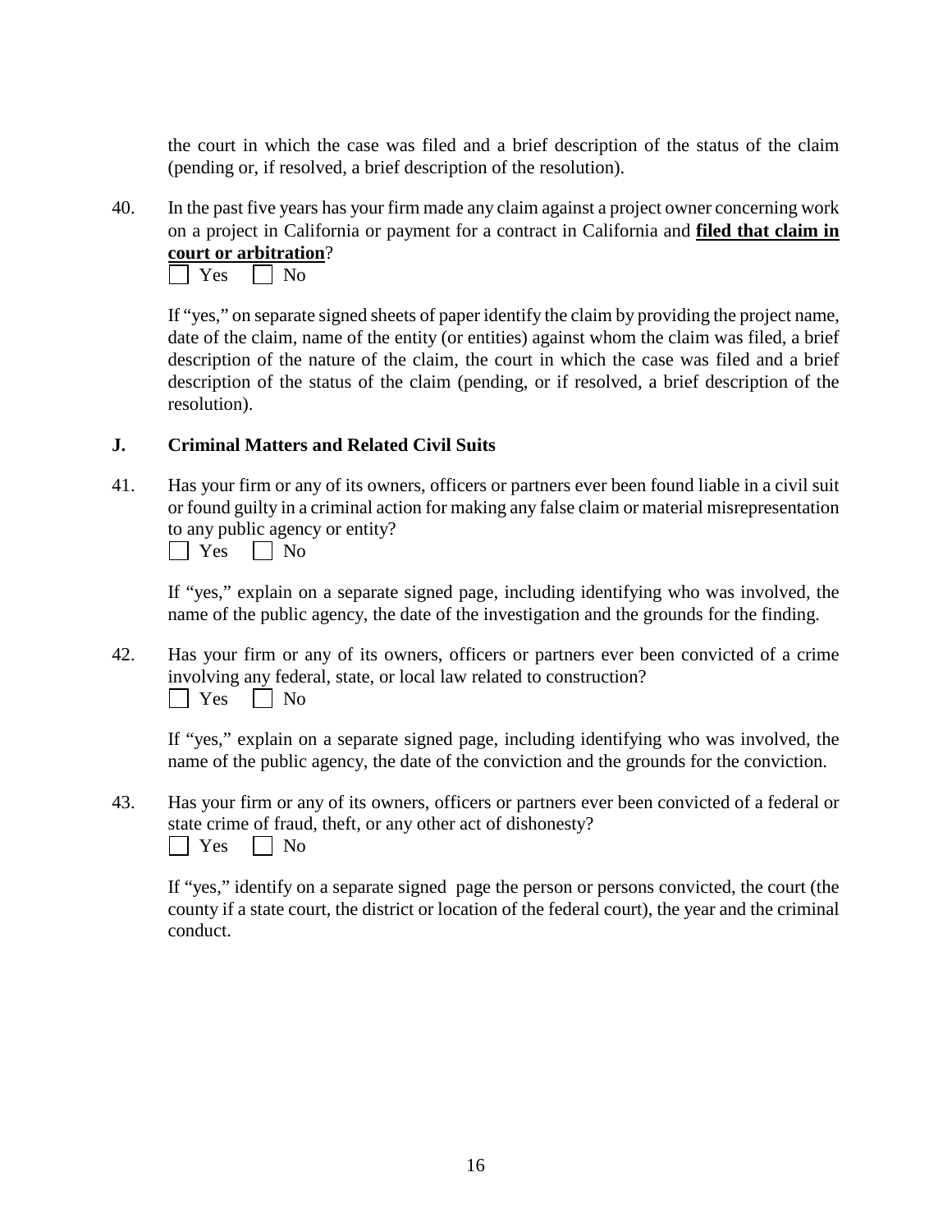the court in which the case was filed and a brief description of the status of the claim (pending or, if resolved, a brief description of the resolution).

40. In the past five years has your firm made any claim against a project owner concerning work on a project in California or payment for a contract in California and **filed that claim in court or arbitration**?

☐ Yes ☐ No

If "yes," on separate signed sheets of paper identify the claim by providing the project name, date of the claim, name of the entity (or entities) against whom the claim was filed, a brief description of the nature of the claim, the court in which the case was filed and a brief description of the status of the claim (pending, or if resolved, a brief description of the resolution).

## J. Criminal Matters and Related Civil Suits

41. Has your firm or any of its owners, officers or partners ever been found liable in a civil suit or found guilty in a criminal action for making any false claim or material misrepresentation to any public agency or entity?

☐ Yes ☐ No

If "yes," explain on a separate signed page, including identifying who was involved, the name of the public agency, the date of the investigation and the grounds for the finding.

42. Has your firm or any of its owners, officers or partners ever been convicted of a crime involving any federal, state, or local law related to construction?

☐ Yes ☐ No

If "yes," explain on a separate signed page, including identifying who was involved, the name of the public agency, the date of the conviction and the grounds for the conviction.

43. Has your firm or any of its owners, officers or partners ever been convicted of a federal or state crime of fraud, theft, or any other act of dishonesty?

☐ Yes ☐ No

If "yes," identify on a separate signed page the person or persons convicted, the court (the county if a state court, the district or location of the federal court), the year and the criminal conduct.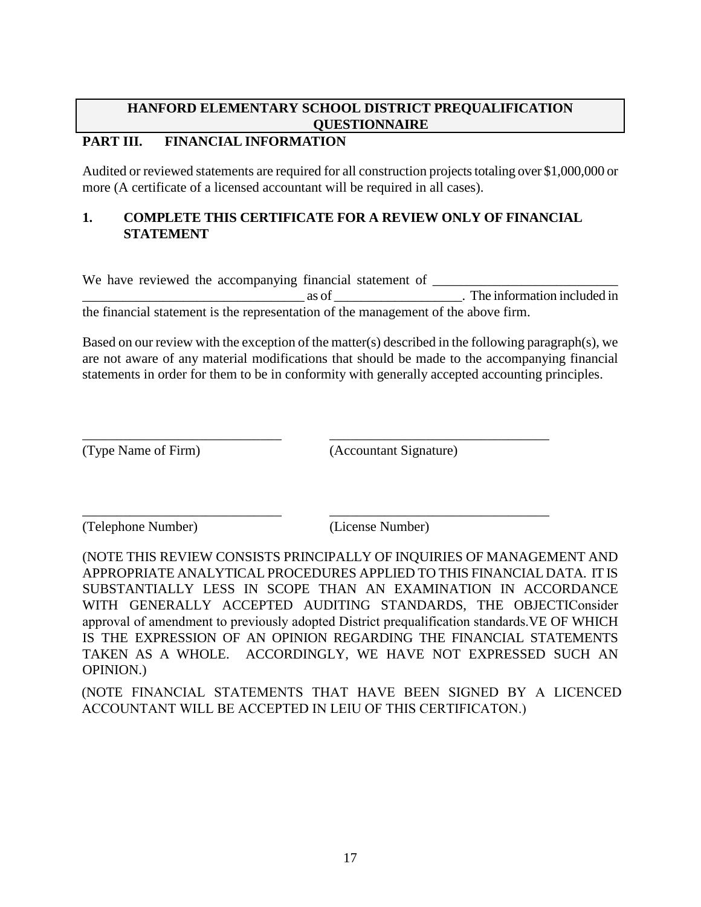**HANFORD ELEMENTARY SCHOOL DISTRICT PREQUALIFICATION QUESTIONNAIRE**

## PART III. FINANCIAL INFORMATION

Audited or reviewed statements are required for all construction projects totaling over $1,000,000 or more (A certificate of a licensed accountant will be required in all cases).

### 1. COMPLETE THIS CERTIFICATE FOR A REVIEW ONLY OF FINANCIAL STATEMENT

We have reviewed the accompanying financial statement of ___________________________ ________________________________ as of __________________. The information included in the financial statement is the representation of the management of the above firm.

Based on our review with the exception of the matter(s) described in the following paragraph(s), we are not aware of any material modifications that should be made to the accompanying financial statements in order for them to be in conformity with generally accepted accounting principles.

_____________________________ &nbsp;&nbsp;&nbsp;&nbsp; ________________________________
(Type Name of Firm) &nbsp;&nbsp;&nbsp;&nbsp; (Accountant Signature)

_____________________________ &nbsp;&nbsp;&nbsp;&nbsp; ________________________________
(Telephone Number) &nbsp;&nbsp;&nbsp;&nbsp; (License Number)

(NOTE THIS REVIEW CONSISTS PRINCIPALLY OF INQUIRIES OF MANAGEMENT AND APPROPRIATE ANALYTICAL PROCEDURES APPLIED TO THIS FINANCIAL DATA. IT IS SUBSTANTIALLY LESS IN SCOPE THAN AN EXAMINATION IN ACCORDANCE WITH GENERALLY ACCEPTED AUDITING STANDARDS, THE OBJECTIConsider approval of amendment to previously adopted District prequalification standards.VE OF WHICH IS THE EXPRESSION OF AN OPINION REGARDING THE FINANCIAL STATEMENTS TAKEN AS A WHOLE. ACCORDINGLY, WE HAVE NOT EXPRESSED SUCH AN OPINION.)

(NOTE FINANCIAL STATEMENTS THAT HAVE BEEN SIGNED BY A LICENCED ACCOUNTANT WILL BE ACCEPTED IN LEIU OF THIS CERTIFICATON.)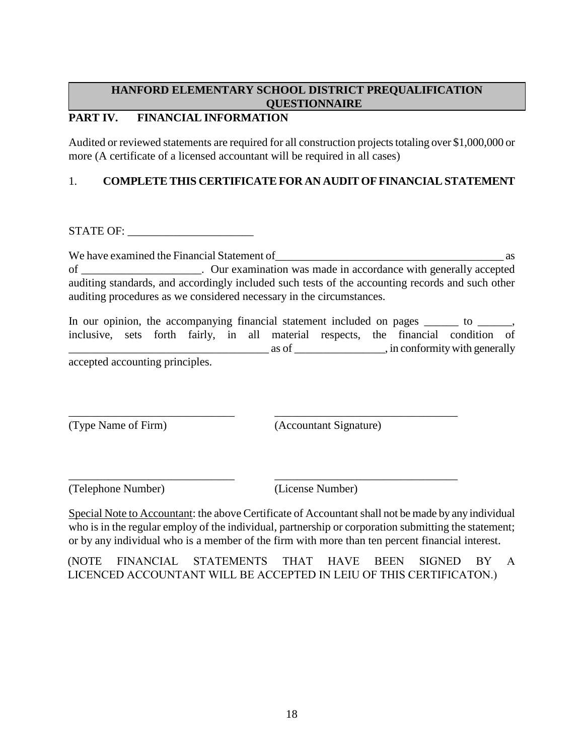## HANFORD ELEMENTARY SCHOOL DISTRICT PREQUALIFICATION QUESTIONNAIRE

**PART IV. FINANCIAL INFORMATION**

Audited or reviewed statements are required for all construction projects totaling over $1,000,000 or more (A certificate of a licensed accountant will be required in all cases)

1. **COMPLETE THIS CERTIFICATE FOR AN AUDIT OF FINANCIAL STATEMENT**

STATE OF: ______________________

We have examined the Financial Statement of_________________________________________ as of _____________________. Our examination was made in accordance with generally accepted auditing standards, and accordingly included such tests of the accounting records and such other auditing procedures as we considered necessary in the circumstances.

In our opinion, the accompanying financial statement included on pages ______ to ______, inclusive, sets forth fairly, in all material respects, the financial condition of ___________________________________ as of ________________, in conformity with generally accepted accounting principles.

______________________________ ________________________________

(Type Name of Firm) (Accountant Signature)

______________________________ ________________________________

(Telephone Number) (License Number)

<u>Special Note to Accountant</u>: the above Certificate of Accountant shall not be made by any individual who is in the regular employ of the individual, partnership or corporation submitting the statement; or by any individual who is a member of the firm with more than ten percent financial interest.

(NOTE FINANCIAL STATEMENTS THAT HAVE BEEN SIGNED BY A LICENCED ACCOUNTANT WILL BE ACCEPTED IN LEIU OF THIS CERTIFICATON.)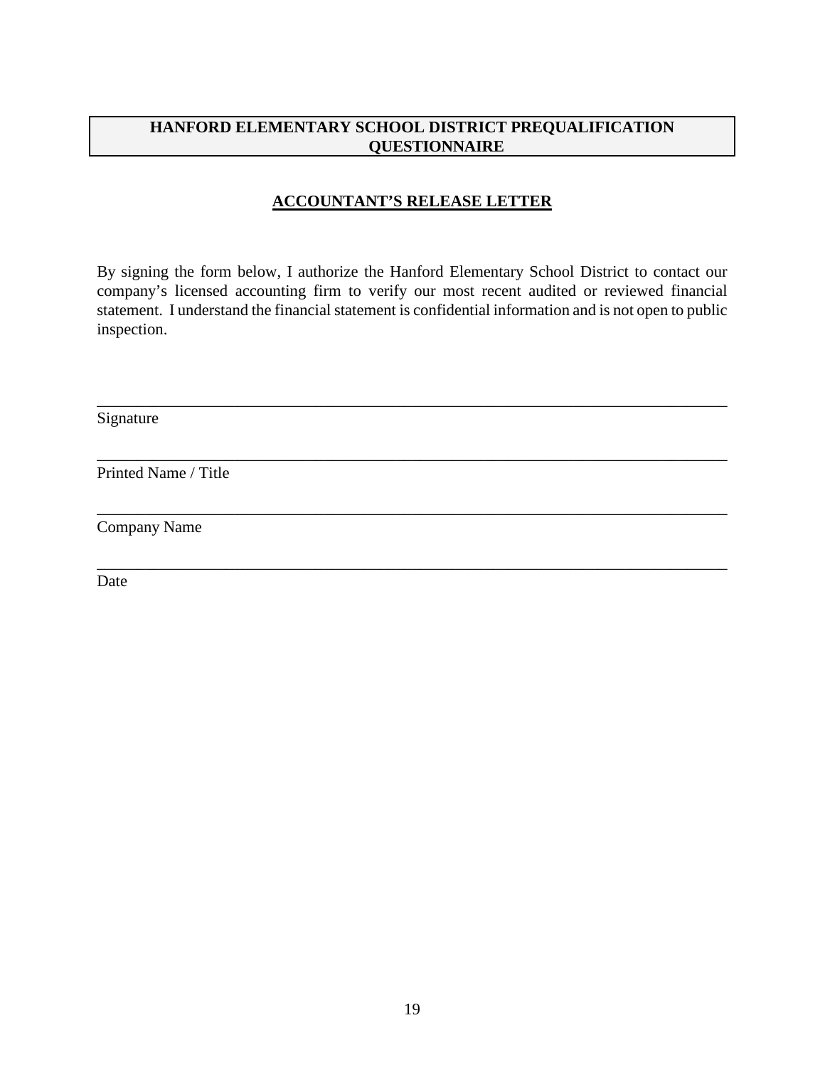**HANFORD ELEMENTARY SCHOOL DISTRICT PREQUALIFICATION QUESTIONNAIRE**

## ACCOUNTANT'S RELEASE LETTER

By signing the form below, I authorize the Hanford Elementary School District to contact our company's licensed accounting firm to verify our most recent audited or reviewed financial statement. I understand the financial statement is confidential information and is not open to public inspection.

_______________________________________________________________________________
Signature

_______________________________________________________________________________
Printed Name / Title

_______________________________________________________________________________
Company Name

_______________________________________________________________________________
Date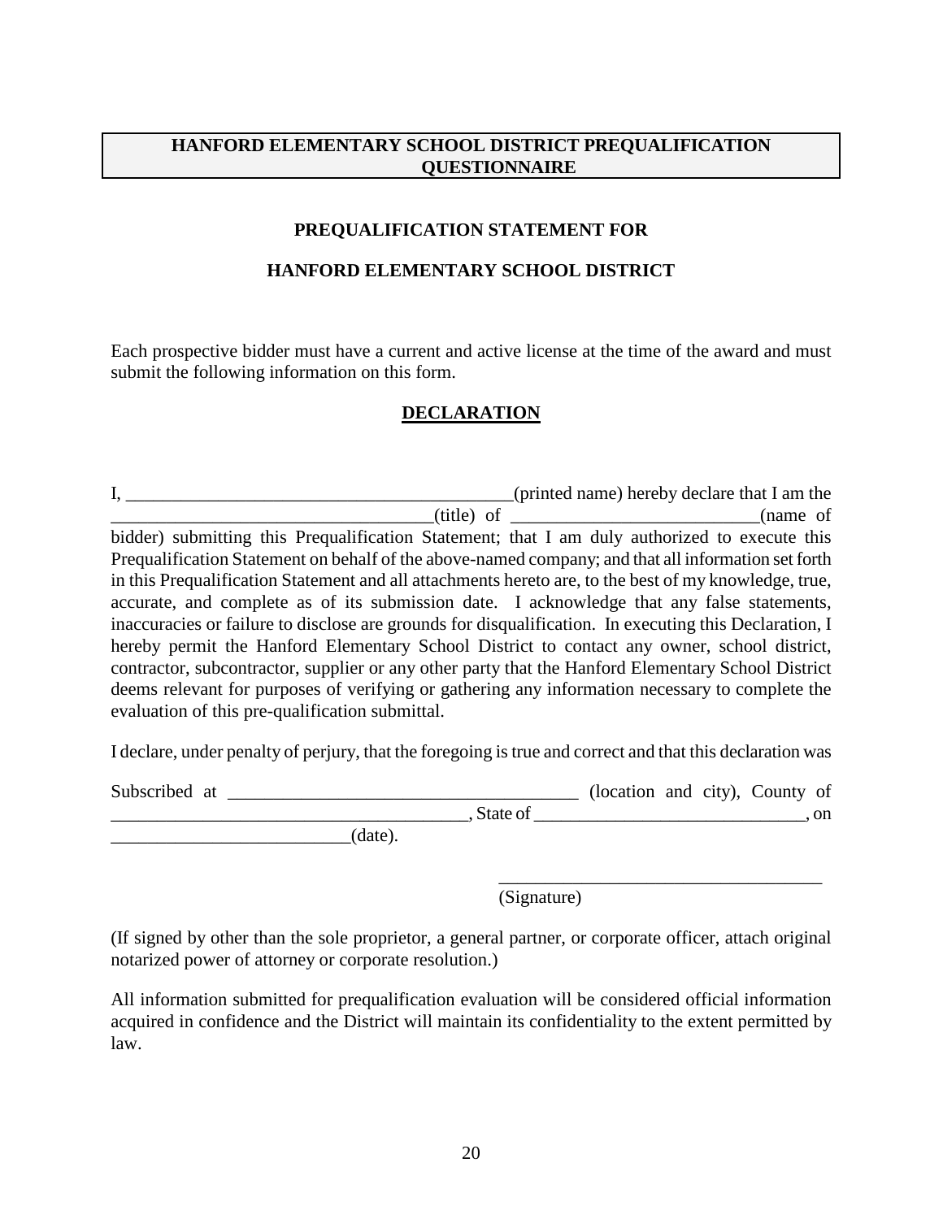# HANFORD ELEMENTARY SCHOOL DISTRICT PREQUALIFICATION QUESTIONNAIRE

## PREQUALIFICATION STATEMENT FOR

## HANFORD ELEMENTARY SCHOOL DISTRICT

Each prospective bidder must have a current and active license at the time of the award and must submit the following information on this form.

### DECLARATION

I, ___________________________________________(printed name) hereby declare that I am the ___________________________________(title) of ___________________________(name of bidder) submitting this Prequalification Statement; that I am duly authorized to execute this Prequalification Statement on behalf of the above-named company; and that all information set forth in this Prequalification Statement and all attachments hereto are, to the best of my knowledge, true, accurate, and complete as of its submission date. I acknowledge that any false statements, inaccuracies or failure to disclose are grounds for disqualification. In executing this Declaration, I hereby permit the Hanford Elementary School District to contact any owner, school district, contractor, subcontractor, supplier or any other party that the Hanford Elementary School District deems relevant for purposes of verifying or gathering any information necessary to complete the evaluation of this pre-qualification submittal.

I declare, under penalty of perjury, that the foregoing is true and correct and that this declaration was

Subscribed at _______________________________________ (location and city), County of ______________________________________, State of ______________________________, on __________________________(date).

____________________________________
(Signature)

(If signed by other than the sole proprietor, a general partner, or corporate officer, attach original notarized power of attorney or corporate resolution.)

All information submitted for prequalification evaluation will be considered official information acquired in confidence and the District will maintain its confidentiality to the extent permitted by law.